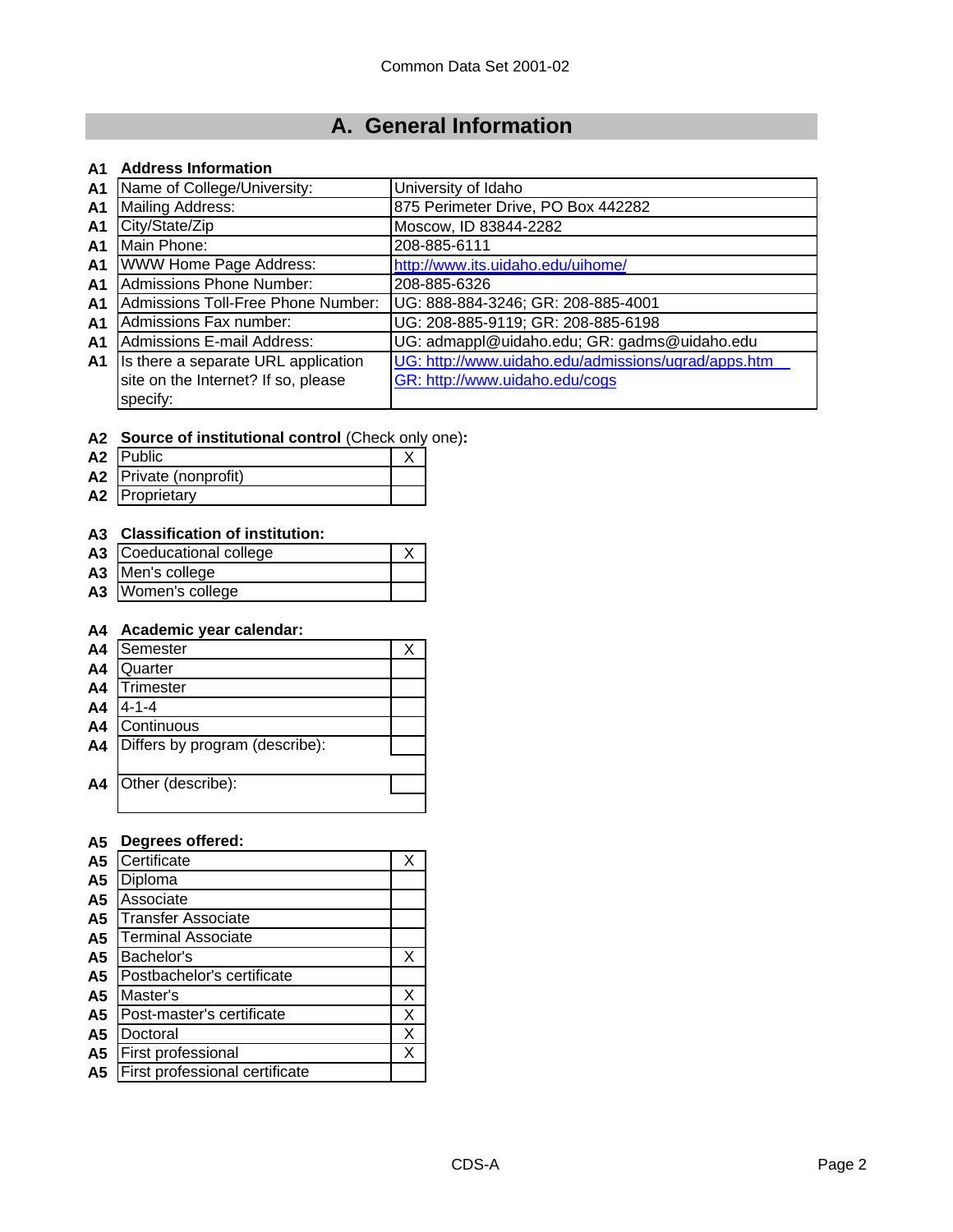Common Data Set 2001-02

# A. General Information

**A1 Address Information**

| | | |
|---|---|---|
| A1 | Name of College/University: | University of Idaho |
| A1 | Mailing Address: | 875 Perimeter Drive, PO Box 442282 |
| A1 | City/State/Zip | Moscow, ID 83844-2282 |
| A1 | Main Phone: | 208-885-6111 |
| A1 | WWW Home Page Address: | http://www.its.uidaho.edu/uihome/ |
| A1 | Admissions Phone Number: | 208-885-6326 |
| A1 | Admissions Toll-Free Phone Number: | UG: 888-884-3246; GR: 208-885-4001 |
| A1 | Admissions Fax number: | UG: 208-885-9119; GR: 208-885-6198 |
| A1 | Admissions E-mail Address: | UG: admappl@uidaho.edu; GR: gadms@uidaho.edu |
| A1 | Is there a separate URL application site on the Internet? If so, please specify: | UG: http://www.uidaho.edu/admissions/ugrad/apps.htm GR: http://www.uidaho.edu/cogs |

**A2 Source of institutional control** (Check only one)**:**

| | | |
|---|---|---|
| A2 | Public | X |
| A2 | Private (nonprofit) | |
| A2 | Proprietary | |

**A3 Classification of institution:**

| | | |
|---|---|---|
| A3 | Coeducational college | X |
| A3 | Men's college | |
| A3 | Women's college | |

**A4 Academic year calendar:**

| | | |
|---|---|---|
| A4 | Semester | X |
| A4 | Quarter | |
| A4 | Trimester | |
| A4 | 4-1-4 | |
| A4 | Continuous | |
| A4 | Differs by program (describe): | |
| A4 | Other (describe): | |

**A5 Degrees offered:**

| | | |
|---|---|---|
| A5 | Certificate | X |
| A5 | Diploma | |
| A5 | Associate | |
| A5 | Transfer Associate | |
| A5 | Terminal Associate | |
| A5 | Bachelor's | X |
| A5 | Postbachelor's certificate | |
| A5 | Master's | X |
| A5 | Post-master's certificate | X |
| A5 | Doctoral | X |
| A5 | First professional | X |
| A5 | First professional certificate | |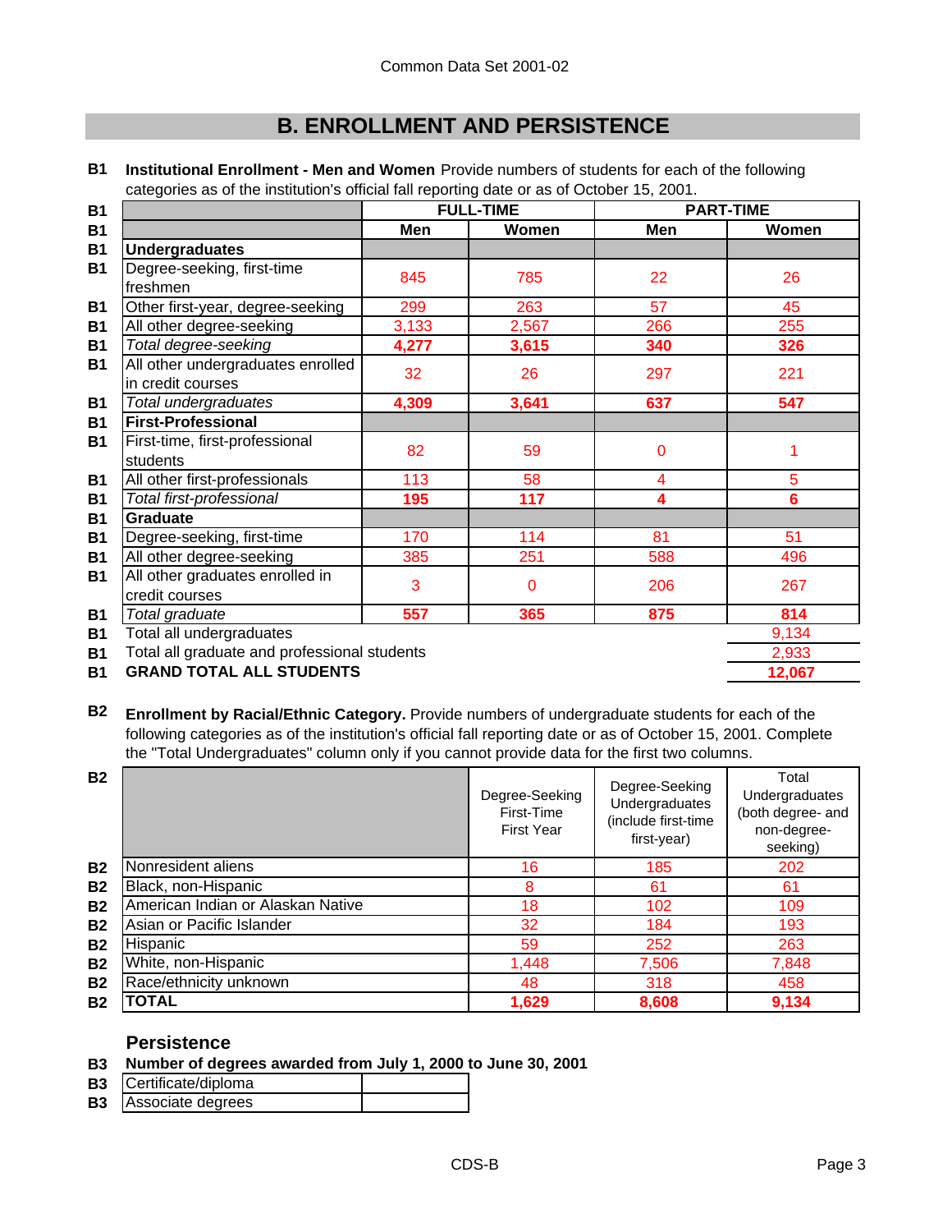Common Data Set 2001-02

## B. ENROLLMENT AND PERSISTENCE

**B1 Institutional Enrollment - Men and Women** Provide numbers of students for each of the following categories as of the institution's official fall reporting date or as of October 15, 2001.

| | FULL-TIME | | PART-TIME | |
|---|---|---|---|---|
| | **Men** | **Women** | **Men** | **Women** |
| **Undergraduates** | | | | |
| Degree-seeking, first-time freshmen | 845 | 785 | 22 | 26 |
| Other first-year, degree-seeking | 299 | 263 | 57 | 45 |
| All other degree-seeking | 3,133 | 2,567 | 266 | 255 |
| *Total degree-seeking* | **4,277** | **3,615** | **340** | **326** |
| All other undergraduates enrolled in credit courses | 32 | 26 | 297 | 221 |
| *Total undergraduates* | **4,309** | **3,641** | **637** | **547** |
| **First-Professional** | | | | |
| First-time, first-professional students | 82 | 59 | 0 | 1 |
| All other first-professionals | 113 | 58 | 4 | 5 |
| *Total first-professional* | **195** | **117** | **4** | **6** |
| **Graduate** | | | | |
| Degree-seeking, first-time | 170 | 114 | 81 | 51 |
| All other degree-seeking | 385 | 251 | 588 | 496 |
| All other graduates enrolled in credit courses | 3 | 0 | 206 | 267 |
| *Total graduate* | **557** | **365** | **875** | **814** |
| Total all undergraduates | | | | 9,134 |
| Total all graduate and professional students | | | | 2,933 |
| **GRAND TOTAL ALL STUDENTS** | | | | **12,067** |

**B2 Enrollment by Racial/Ethnic Category.** Provide numbers of undergraduate students for each of the following categories as of the institution's official fall reporting date or as of October 15, 2001. Complete the "Total Undergraduates" column only if you cannot provide data for the first two columns.

| | Degree-Seeking First-Time First Year | Degree-Seeking Undergraduates (include first-time first-year) | Total Undergraduates (both degree- and non-degree-seeking) |
|---|---|---|---|
| Nonresident aliens | 16 | 185 | 202 |
| Black, non-Hispanic | 8 | 61 | 61 |
| American Indian or Alaskan Native | 18 | 102 | 109 |
| Asian or Pacific Islander | 32 | 184 | 193 |
| Hispanic | 59 | 252 | 263 |
| White, non-Hispanic | 1,448 | 7,506 | 7,848 |
| Race/ethnicity unknown | 48 | 318 | 458 |
| **TOTAL** | **1,629** | **8,608** | **9,134** |

### Persistence

**B3 Number of degrees awarded from July 1, 2000 to June 30, 2001**

| | |
|---|---|
| Certificate/diploma | |
| Associate degrees | |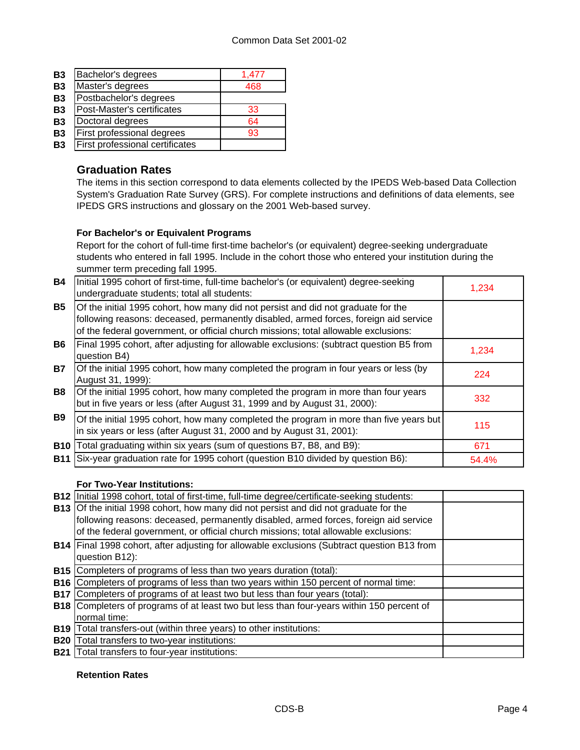| | | |
|---|---|---|
| B3 | Bachelor's degrees | 1,477 |
| B3 | Master's degrees | 468 |
| B3 | Postbachelor's degrees | |
| B3 | Post-Master's certificates | 33 |
| B3 | Doctoral degrees | 64 |
| B3 | First professional degrees | 93 |
| B3 | First professional certificates | |

## Graduation Rates

The items in this section correspond to data elements collected by the IPEDS Web-based Data Collection System's Graduation Rate Survey (GRS). For complete instructions and definitions of data elements, see IPEDS GRS instructions and glossary on the 2001 Web-based survey.

### For Bachelor's or Equivalent Programs

Report for the cohort of full-time first-time bachelor's (or equivalent) degree-seeking undergraduate students who entered in fall 1995. Include in the cohort those who entered your institution during the summer term preceding fall 1995.

| | | |
|---|---|---|
| B4 | Initial 1995 cohort of first-time, full-time bachelor's (or equivalent) degree-seeking undergraduate students; total all students: | 1,234 |
| B5 | Of the initial 1995 cohort, how many did not persist and did not graduate for the following reasons: deceased, permanently disabled, armed forces, foreign aid service of the federal government, or official church missions; total allowable exclusions: | |
| B6 | Final 1995 cohort, after adjusting for allowable exclusions: (subtract question B5 from question B4) | 1,234 |
| B7 | Of the initial 1995 cohort, how many completed the program in four years or less (by August 31, 1999): | 224 |
| B8 | Of the initial 1995 cohort, how many completed the program in more than four years but in five years or less (after August 31, 1999 and by August 31, 2000): | 332 |
| B9 | Of the initial 1995 cohort, how many completed the program in more than five years but in six years or less (after August 31, 2000 and by August 31, 2001): | 115 |
| B10 | Total graduating within six years (sum of questions B7, B8, and B9): | 671 |
| B11 | Six-year graduation rate for 1995 cohort (question B10 divided by question B6): | 54.4% |

### For Two-Year Institutions:

| | | |
|---|---|---|
| B12 | Initial 1998 cohort, total of first-time, full-time degree/certificate-seeking students: | |
| B13 | Of the initial 1998 cohort, how many did not persist and did not graduate for the following reasons: deceased, permanently disabled, armed forces, foreign aid service of the federal government, or official church missions; total allowable exclusions: | |
| B14 | Final 1998 cohort, after adjusting for allowable exclusions (Subtract question B13 from question B12): | |
| B15 | Completers of programs of less than two years duration (total): | |
| B16 | Completers of programs of less than two years within 150 percent of normal time: | |
| B17 | Completers of programs of at least two but less than four years (total): | |
| B18 | Completers of programs of at least two but less than four-years within 150 percent of normal time: | |
| B19 | Total transfers-out (within three years) to other institutions: | |
| B20 | Total transfers to two-year institutions: | |
| B21 | Total transfers to four-year institutions: | |

### Retention Rates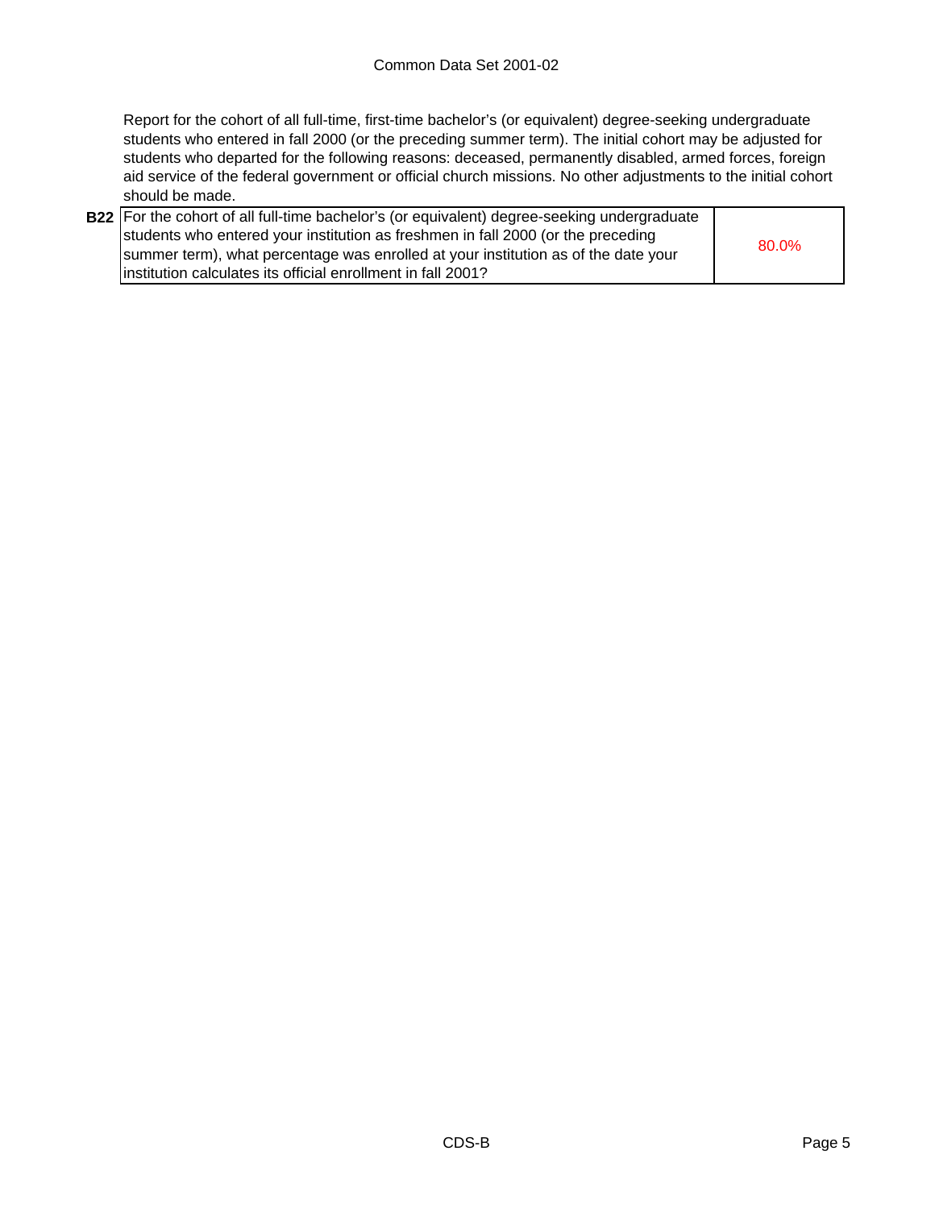Report for the cohort of all full-time, first-time bachelor's (or equivalent) degree-seeking undergraduate students who entered in fall 2000 (or the preceding summer term). The initial cohort may be adjusted for students who departed for the following reasons: deceased, permanently disabled, armed forces, foreign aid service of the federal government or official church missions. No other adjustments to the initial cohort should be made.

| | | |
|---|---|---|
| **B22** | For the cohort of all full-time bachelor's (or equivalent) degree-seeking undergraduate students who entered your institution as freshmen in fall 2000 (or the preceding summer term), what percentage was enrolled at your institution as of the date your institution calculates its official enrollment in fall 2001? | 80.0% |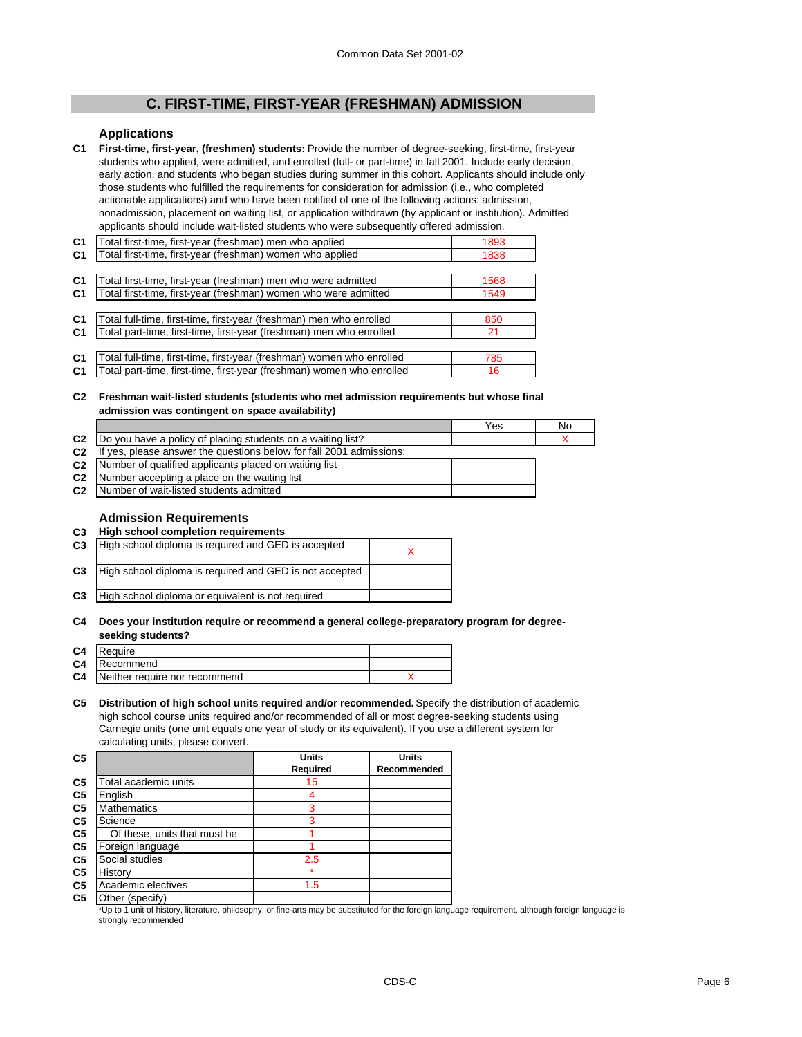## C. FIRST-TIME, FIRST-YEAR (FRESHMAN) ADMISSION

### Applications

**C1** **First-time, first-year, (freshmen) students:** Provide the number of degree-seeking, first-time, first-year students who applied, were admitted, and enrolled (full- or part-time) in fall 2001. Include early decision, early action, and students who began studies during summer in this cohort. Applicants should include only those students who fulfilled the requirements for consideration for admission (i.e., who completed actionable applications) and who have been notified of one of the following actions: admission, nonadmission, placement on waiting list, or application withdrawn (by applicant or institution). Admitted applicants should include wait-listed students who were subsequently offered admission.

| | | |
|---|---|---|
| C1 | Total first-time, first-year (freshman) men who applied | 1893 |
| C1 | Total first-time, first-year (freshman) women who applied | 1838 |
| C1 | Total first-time, first-year (freshman) men who were admitted | 1568 |
| C1 | Total first-time, first-year (freshman) women who were admitted | 1549 |
| C1 | Total full-time, first-time, first-year (freshman) men who enrolled | 850 |
| C1 | Total part-time, first-time, first-year (freshman) men who enrolled | 21 |
| C1 | Total full-time, first-time, first-year (freshman) women who enrolled | 785 |
| C1 | Total part-time, first-time, first-year (freshman) women who enrolled | 16 |

**C2** **Freshman wait-listed students (students who met admission requirements but whose final admission was contingent on space availability)**

| | | Yes | No |
|---|---|---|---|
| C2 | Do you have a policy of placing students on a waiting list? | | X |
| C2 | If yes, please answer the questions below for fall 2001 admissions: | | |
| C2 | Number of qualified applicants placed on waiting list | | |
| C2 | Number accepting a place on the waiting list | | |
| C2 | Number of wait-listed students admitted | | |

### Admission Requirements

**C3** **High school completion requirements**

| | | |
|---|---|---|
| C3 | High school diploma is required and GED is accepted | X |
| C3 | High school diploma is required and GED is not accepted | |
| C3 | High school diploma or equivalent is not required | |

**C4** **Does your institution require or recommend a general college-preparatory program for degree-seeking students?**

| | | |
|---|---|---|
| C4 | Require | |
| C4 | Recommend | |
| C4 | Neither require nor recommend | X |

**C5** **Distribution of high school units required and/or recommended.** Specify the distribution of academic high school course units required and/or recommended of all or most degree-seeking students using Carnegie units (one unit equals one year of study or its equivalent). If you use a different system for calculating units, please convert.

| | | Units Required | Units Recommended |
|---|---|---|---|
| C5 | Total academic units | 15 | |
| C5 | English | 4 | |
| C5 | Mathematics | 3 | |
| C5 | Science | 3 | |
| C5 | Of these, units that must be | 1 | |
| C5 | Foreign language | 1 | |
| C5 | Social studies | 2.5 | |
| C5 | History | * | |
| C5 | Academic electives | 1.5 | |
| C5 | Other (specify) | | |

*Up to 1 unit of history, literature, philosophy, or fine-arts may be substituted for the foreign language requirement, although foreign language is strongly recommended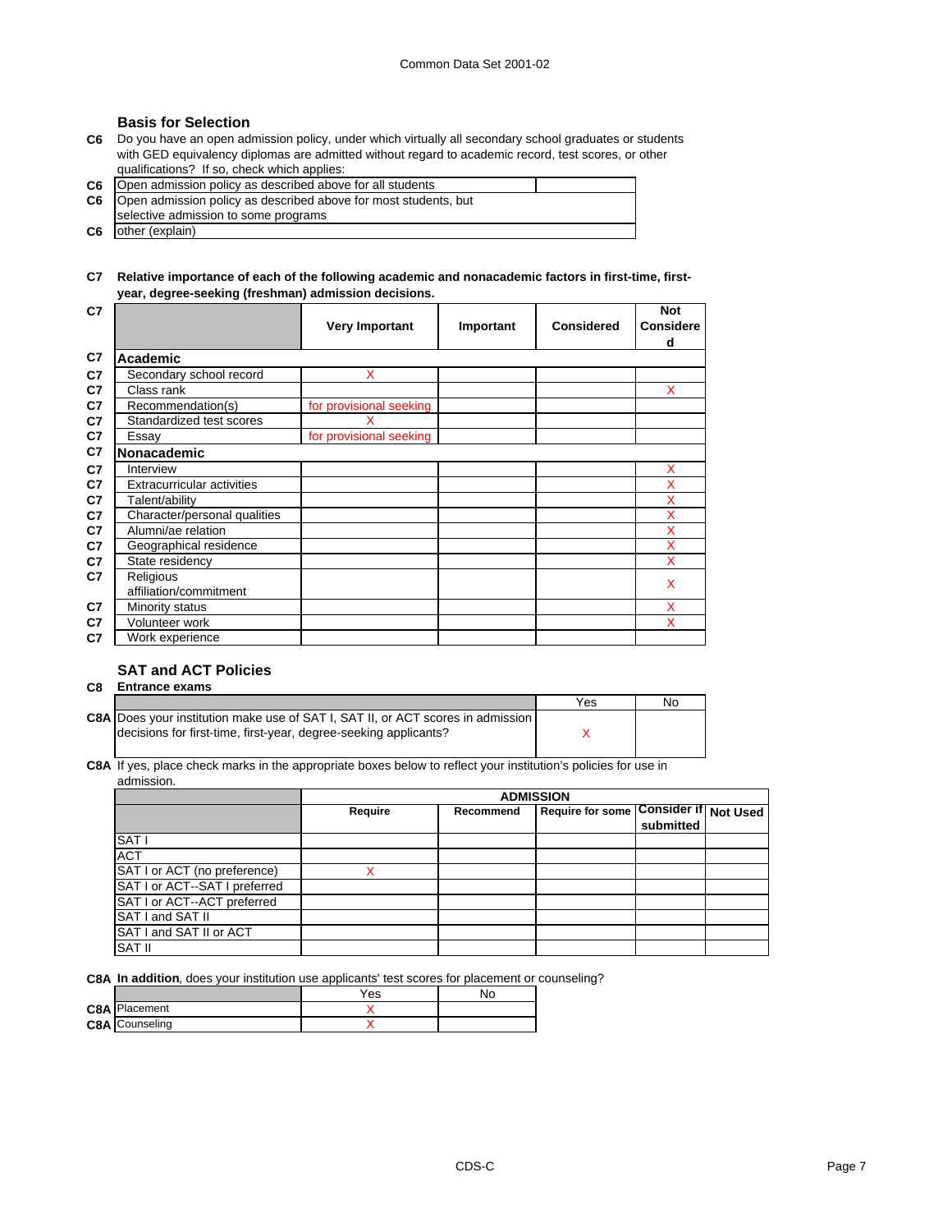## Basis for Selection

**C6** Do you have an open admission policy, under which virtually all secondary school graduates or students with GED equivalency diplomas are admitted without regard to academic record, test scores, or other qualifications? If so, check which applies:

| | | |
|---|---|---|
| C6 | Open admission policy as described above for all students | |
| C6 | Open admission policy as described above for most students, but selective admission to some programs | |
| C6 | other (explain) | |

**C7 Relative importance of each of the following academic and nonacademic factors in first-time, first-year, degree-seeking (freshman) admission decisions.**

| | Very Important | Important | Considered | Not Considered |
|---|---|---|---|---|
| **Academic** | | | | |
| Secondary school record | X | | | |
| Class rank | | | | X |
| Recommendation(s) | for provisional seeking | | | |
| Standardized test scores | X | | | |
| Essay | for provisional seeking | | | |
| **Nonacademic** | | | | |
| Interview | | | | X |
| Extracurricular activities | | | | X |
| Talent/ability | | | | X |
| Character/personal qualities | | | | X |
| Alumni/ae relation | | | | X |
| Geographical residence | | | | X |
| State residency | | | | X |
| Religious affiliation/commitment | | | | X |
| Minority status | | | | X |
| Volunteer work | | | | X |
| Work experience | | | | |

## SAT and ACT Policies

**C8 Entrance exams**

| | Yes | No |
|---|---|---|
| C8A Does your institution make use of SAT I, SAT II, or ACT scores in admission decisions for first-time, first-year, degree-seeking applicants? | X | |

**C8A** If yes, place check marks in the appropriate boxes below to reflect your institution's policies for use in admission.

| | ADMISSION | | | | |
|---|---|---|---|---|---|
| | Require | Recommend | Require for some | Consider if submitted | Not Used |
| SAT I | | | | | |
| ACT | | | | | |
| SAT I or ACT (no preference) | X | | | | |
| SAT I or ACT--SAT I preferred | | | | | |
| SAT I or ACT--ACT preferred | | | | | |
| SAT I and SAT II | | | | | |
| SAT I and SAT II or ACT | | | | | |
| SAT II | | | | | |

**C8A In addition**, does your institution use applicants' test scores for placement or counseling?

| | Yes | No |
|---|---|---|
| Placement | X | |
| Counseling | X | |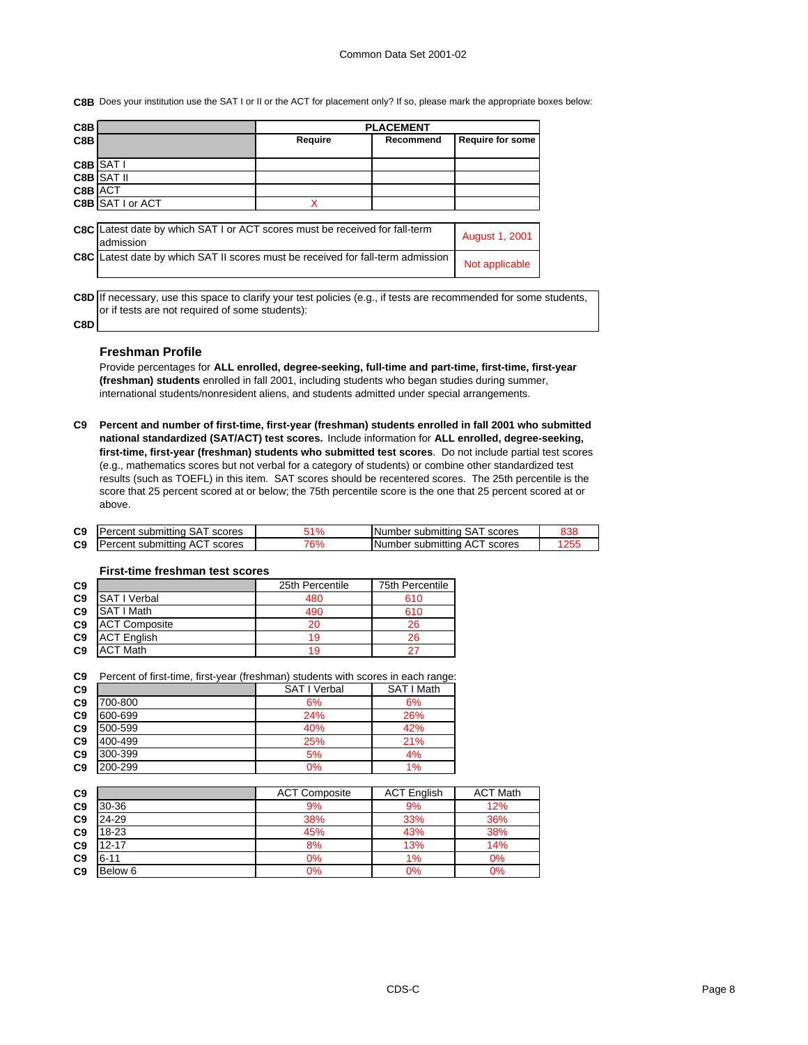Common Data Set 2001-02

**C8B** Does your institution use the SAT I or II or the ACT for placement only? If so, please mark the appropriate boxes below:

| C8B | | PLACEMENT | | |
|---|---|---|---|---|
| C8B | | Require | Recommend | Require for some |
| C8B | SAT I | | | |
| C8B | SAT II | | | |
| C8B | ACT | | | |
| C8B | SAT I or ACT | X | | |

| | | |
|---|---|---|
| C8C | Latest date by which SAT I or ACT scores must be received for fall-term admission | August 1, 2001 |
| C8C | Latest date by which SAT II scores must be received for fall-term admission | Not applicable |

**C8D** If necessary, use this space to clarify your test policies (e.g., if tests are recommended for some students, or if tests are not required of some students):

**C8D**

### Freshman Profile

Provide percentages for **ALL enrolled, degree-seeking, full-time and part-time, first-time, first-year (freshman) students** enrolled in fall 2001, including students who began studies during summer, international students/nonresident aliens, and students admitted under special arrangements.

**C9** **Percent and number of first-time, first-year (freshman) students enrolled in fall 2001 who submitted national standardized (SAT/ACT) test scores.** Include information for **ALL enrolled, degree-seeking, first-time, first-year (freshman) students who submitted test scores**. Do not include partial test scores (e.g., mathematics scores but not verbal for a category of students) or combine other standardized test results (such as TOEFL) in this item. SAT scores should be recentered scores. The 25th percentile is the score that 25 percent scored at or below; the 75th percentile score is the one that 25 percent scored at or above.

| | | | | |
|---|---|---|---|---|
| C9 | Percent submitting SAT scores | 51% | Number submitting SAT scores | 838 |
| C9 | Percent submitting ACT scores | 76% | Number submitting ACT scores | 1255 |

**First-time freshman test scores**

| C9 | | 25th Percentile | 75th Percentile |
|---|---|---|---|
| C9 | SAT I Verbal | 480 | 610 |
| C9 | SAT I Math | 490 | 610 |
| C9 | ACT Composite | 20 | 26 |
| C9 | ACT English | 19 | 26 |
| C9 | ACT Math | 19 | 27 |

**C9** Percent of first-time, first-year (freshman) students with scores in each range:

| C9 | | SAT I Verbal | SAT I Math |
|---|---|---|---|
| C9 | 700-800 | 6% | 6% |
| C9 | 600-699 | 24% | 26% |
| C9 | 500-599 | 40% | 42% |
| C9 | 400-499 | 25% | 21% |
| C9 | 300-399 | 5% | 4% |
| C9 | 200-299 | 0% | 1% |

| C9 | | ACT Composite | ACT English | ACT Math |
|---|---|---|---|---|
| C9 | 30-36 | 9% | 9% | 12% |
| C9 | 24-29 | 38% | 33% | 36% |
| C9 | 18-23 | 45% | 43% | 38% |
| C9 | 12-17 | 8% | 13% | 14% |
| C9 | 6-11 | 0% | 1% | 0% |
| C9 | Below 6 | 0% | 0% | 0% |

CDS-C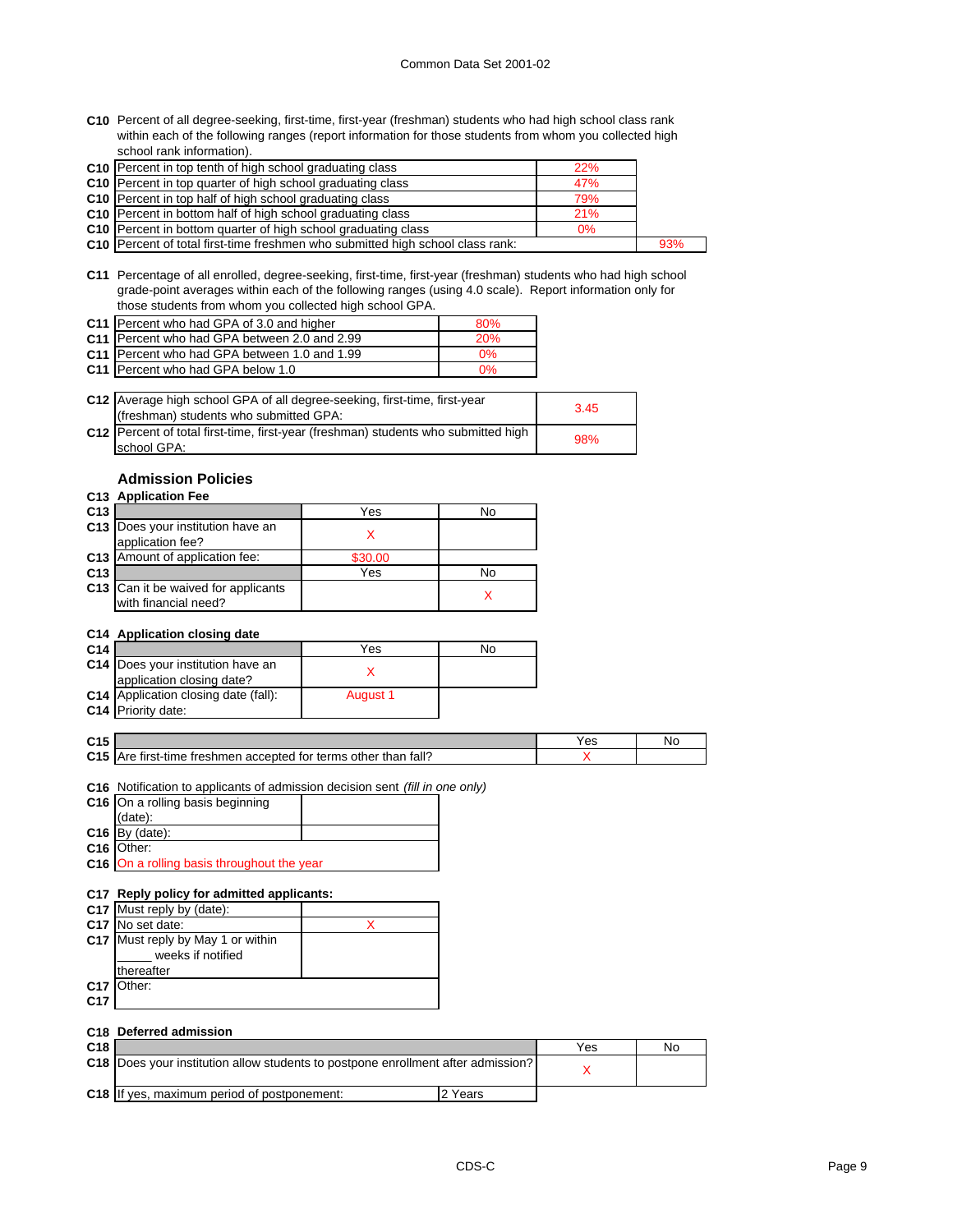**C10** Percent of all degree-seeking, first-time, first-year (freshman) students who had high school class rank within each of the following ranges (report information for those students from whom you collected high school rank information).

| | | | |
|---|---|---|---|
| C10 | Percent in top tenth of high school graduating class | 22% | |
| C10 | Percent in top quarter of high school graduating class | 47% | |
| C10 | Percent in top half of high school graduating class | 79% | |
| C10 | Percent in bottom half of high school graduating class | 21% | |
| C10 | Percent in bottom quarter of high school graduating class | 0% | |
| C10 | Percent of total first-time freshmen who submitted high school class rank: | | 93% |

**C11** Percentage of all enrolled, degree-seeking, first-time, first-year (freshman) students who had high school grade-point averages within each of the following ranges (using 4.0 scale). Report information only for those students from whom you collected high school GPA.

| | | |
|---|---|---|
| C11 | Percent who had GPA of 3.0 and higher | 80% |
| C11 | Percent who had GPA between 2.0 and 2.99 | 20% |
| C11 | Percent who had GPA between 1.0 and 1.99 | 0% |
| C11 | Percent who had GPA below 1.0 | 0% |

| | | |
|---|---|---|
| C12 | Average high school GPA of all degree-seeking, first-time, first-year (freshman) students who submitted GPA: | 3.45 |
| C12 | Percent of total first-time, first-year (freshman) students who submitted high school GPA: | 98% |

## Admission Policies

**C13 Application Fee**

| | | Yes | No |
|---|---|---|---|
| C13 | Does your institution have an application fee? | X | |
| C13 | Amount of application fee: | $30.00 | |
| C13 | | Yes | No |
| C13 | Can it be waived for applicants with financial need? | | X |

**C14 Application closing date**

| | | Yes | No |
|---|---|---|---|
| C14 | Does your institution have an application closing date? | X | |
| C14 | Application closing date (fall): | August 1 | |
| C14 | Priority date: | | |

| | | Yes | No |
|---|---|---|---|
| C15 | Are first-time freshmen accepted for terms other than fall? | X | |

**C16** Notification to applicants of admission decision sent *(fill in one only)*

| | | |
|---|---|---|
| C16 | On a rolling basis beginning (date): | |
| C16 | By (date): | |
| C16 | Other: | |
| C16 | On a rolling basis throughout the year | |

**C17 Reply policy for admitted applicants:**

| | | |
|---|---|---|
| C17 | Must reply by (date): | |
| C17 | No set date: | X |
| C17 | Must reply by May 1 or within _____ weeks if notified thereafter | |
| C17 | Other: | |
| C17 | | |

**C18 Deferred admission**

| | | | Yes | No |
|---|---|---|---|---|
| C18 | Does your institution allow students to postpone enrollment after admission? | | X | |
| C18 | If yes, maximum period of postponement: | 2 Years | | |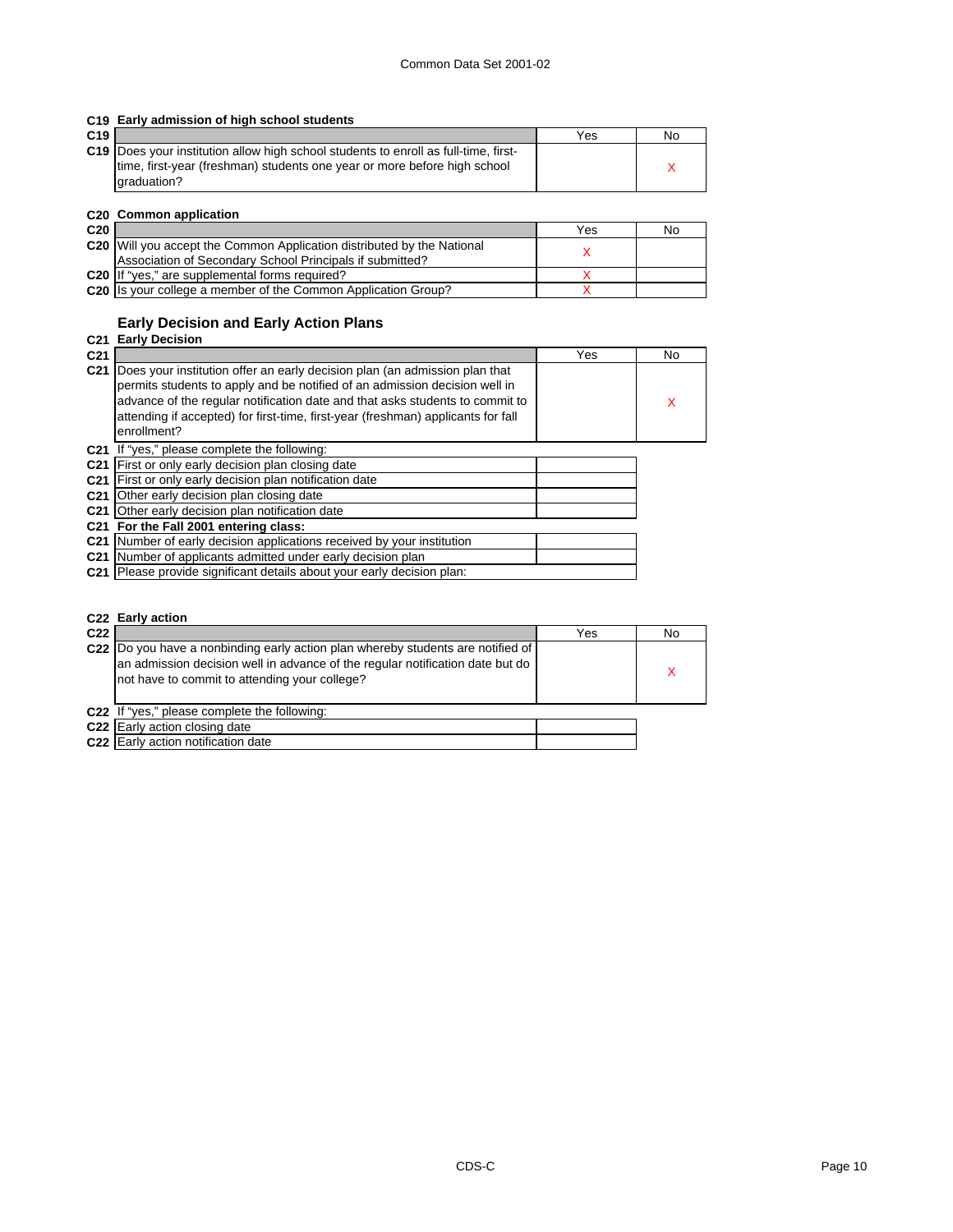### C19 Early admission of high school students

| C19 | | Yes | No |
|---|---|---|---|
| C19 | Does your institution allow high school students to enroll as full-time, first-time, first-year (freshman) students one year or more before high school graduation? | | X |

### C20 Common application

| C20 | | Yes | No |
|---|---|---|---|
| C20 | Will you accept the Common Application distributed by the National Association of Secondary School Principals if submitted? | X | |
| C20 | If "yes," are supplemental forms required? | X | |
| C20 | Is your college a member of the Common Application Group? | X | |

## Early Decision and Early Action Plans

### C21 Early Decision

| C21 | | Yes | No |
|---|---|---|---|
| C21 | Does your institution offer an early decision plan (an admission plan that permits students to apply and be notified of an admission decision well in advance of the regular notification date and that asks students to commit to attending if accepted) for first-time, first-year (freshman) applicants for fall enrollment? | | X |

C21 If "yes," please complete the following:

| C21 | | |
|---|---|---|
| C21 | First or only early decision plan closing date | |
| C21 | First or only early decision plan notification date | |
| C21 | Other early decision plan closing date | |
| C21 | Other early decision plan notification date | |
| C21 | **For the Fall 2001 entering class:** | |
| C21 | Number of early decision applications received by your institution | |
| C21 | Number of applicants admitted under early decision plan | |
| C21 | Please provide significant details about your early decision plan: | |

### C22 Early action

| C22 | | Yes | No |
|---|---|---|---|
| C22 | Do you have a nonbinding early action plan whereby students are notified of an admission decision well in advance of the regular notification date but do not have to commit to attending your college? | | X |

C22 If "yes," please complete the following:

| C22 | | |
|---|---|---|
| C22 | Early action closing date | |
| C22 | Early action notification date | |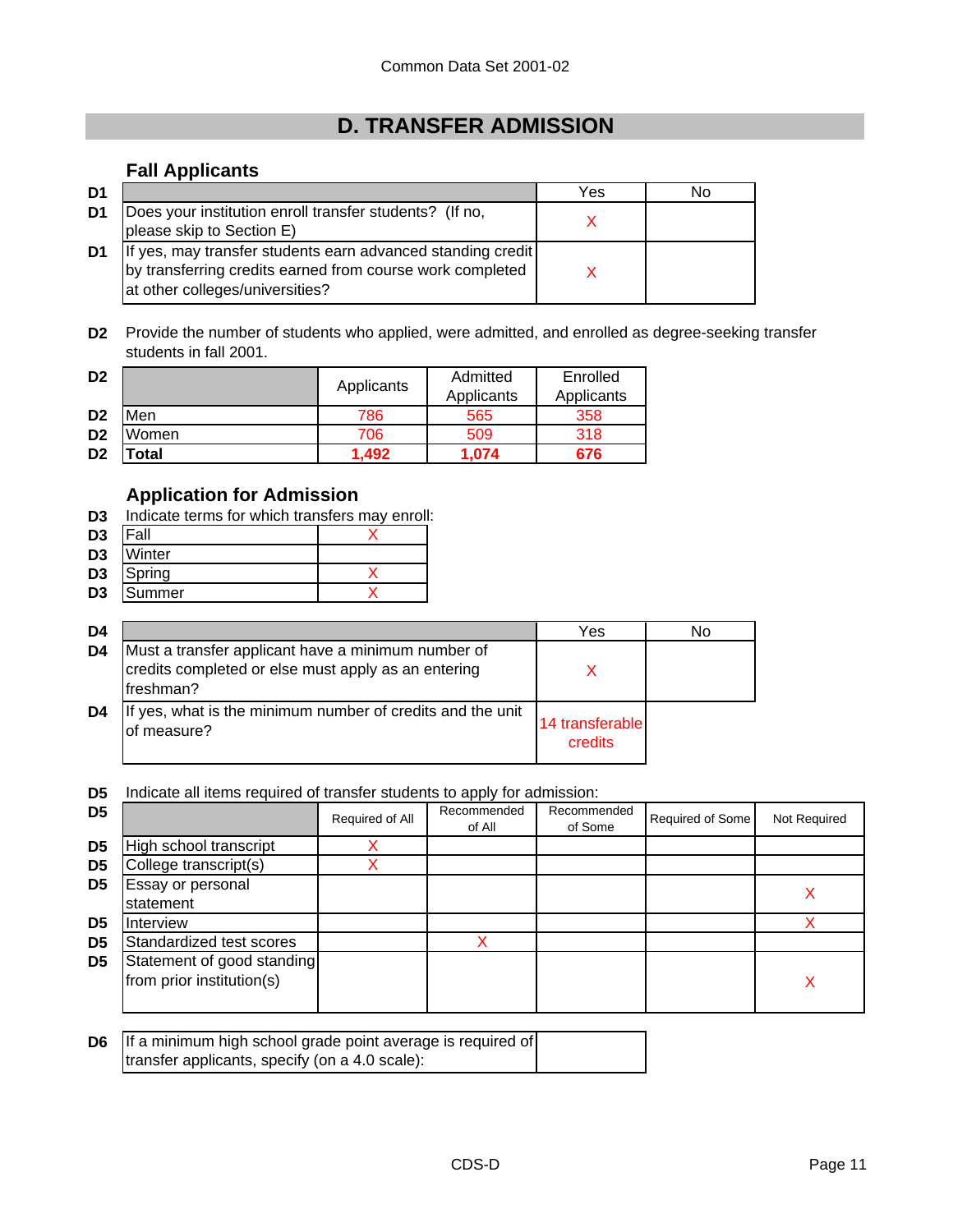Common Data Set 2001-02

## D. TRANSFER ADMISSION

### Fall Applicants

| D1 | | Yes | No |
|---|---|---|---|
| D1 | Does your institution enroll transfer students? (If no, please skip to Section E) | X | |
| D1 | If yes, may transfer students earn advanced standing credit by transferring credits earned from course work completed at other colleges/universities? | X | |

**D2** Provide the number of students who applied, were admitted, and enrolled as degree-seeking transfer students in fall 2001.

| D2 | | Applicants | Admitted Applicants | Enrolled Applicants |
|---|---|---|---|---|
| D2 | Men | 786 | 565 | 358 |
| D2 | Women | 706 | 509 | 318 |
| D2 | **Total** | **1,492** | **1,074** | **676** |

### Application for Admission

**D3** Indicate terms for which transfers may enroll:

| D3 | Term | |
|---|---|---|
| D3 | Fall | X |
| D3 | Winter | |
| D3 | Spring | X |
| D3 | Summer | X |

| D4 | | Yes | No |
|---|---|---|---|
| D4 | Must a transfer applicant have a minimum number of credits completed or else must apply as an entering freshman? | X | |
| D4 | If yes, what is the minimum number of credits and the unit of measure? | 14 transferable credits | |

**D5** Indicate all items required of transfer students to apply for admission:

| D5 | | Required of All | Recommended of All | Recommended of Some | Required of Some | Not Required |
|---|---|---|---|---|---|---|
| D5 | High school transcript | X | | | | |
| D5 | College transcript(s) | X | | | | |
| D5 | Essay or personal statement | | | | | X |
| D5 | Interview | | | | | X |
| D5 | Standardized test scores | | X | | | |
| D5 | Statement of good standing from prior institution(s) | | | | | X |

| D6 | If a minimum high school grade point average is required of transfer applicants, specify (on a 4.0 scale): | |
|---|---|---|

CDS-D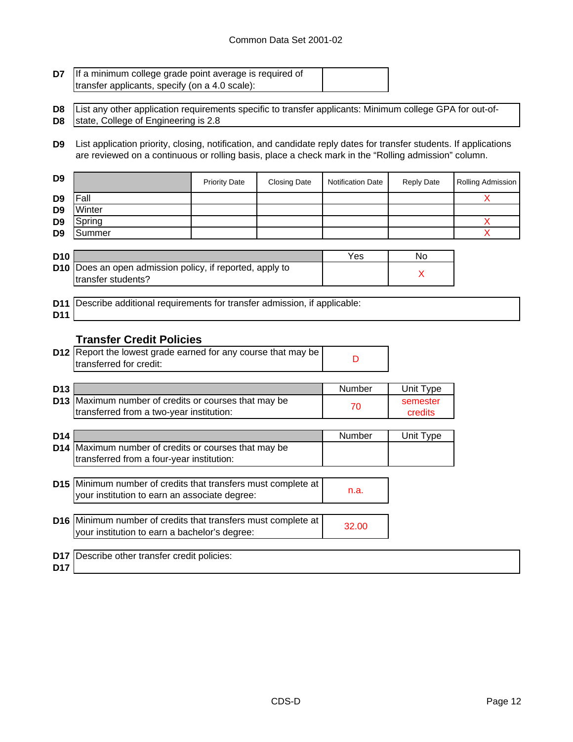Common Data Set 2001-02

| D7 | If a minimum college grade point average is required of transfer applicants, specify (on a 4.0 scale): | |
|---|---|---|

**D8** List any other application requirements specific to transfer applicants: Minimum college GPA for out-of-state, College of Engineering is 2.8

**D9** List application priority, closing, notification, and candidate reply dates for transfer students. If applications are reviewed on a continuous or rolling basis, place a check mark in the "Rolling admission" column.

| | Priority Date | Closing Date | Notification Date | Reply Date | Rolling Admission |
|---|---|---|---|---|---|
| Fall | | | | | X |
| Winter | | | | | |
| Spring | | | | | X |
| Summer | | | | | X |

| D10 | Yes | No |
|---|---|---|
| Does an open admission policy, if reported, apply to transfer students? | | X |

**D11** Describe additional requirements for transfer admission, if applicable:

## Transfer Credit Policies

| D12 | Report the lowest grade earned for any course that may be transferred for credit: | D |
|---|---|---|

| D13 | Number | Unit Type |
|---|---|---|
| Maximum number of credits or courses that may be transferred from a two-year institution: | 70 | semester credits |

| D14 | Number | Unit Type |
|---|---|---|
| Maximum number of credits or courses that may be transferred from a four-year institution: | | |

| D15 | Minimum number of credits that transfers must complete at your institution to earn an associate degree: | n.a. |
|---|---|---|

| D16 | Minimum number of credits that transfers must complete at your institution to earn a bachelor's degree: | 32.00 |
|---|---|---|

**D17** Describe other transfer credit policies:

CDS-D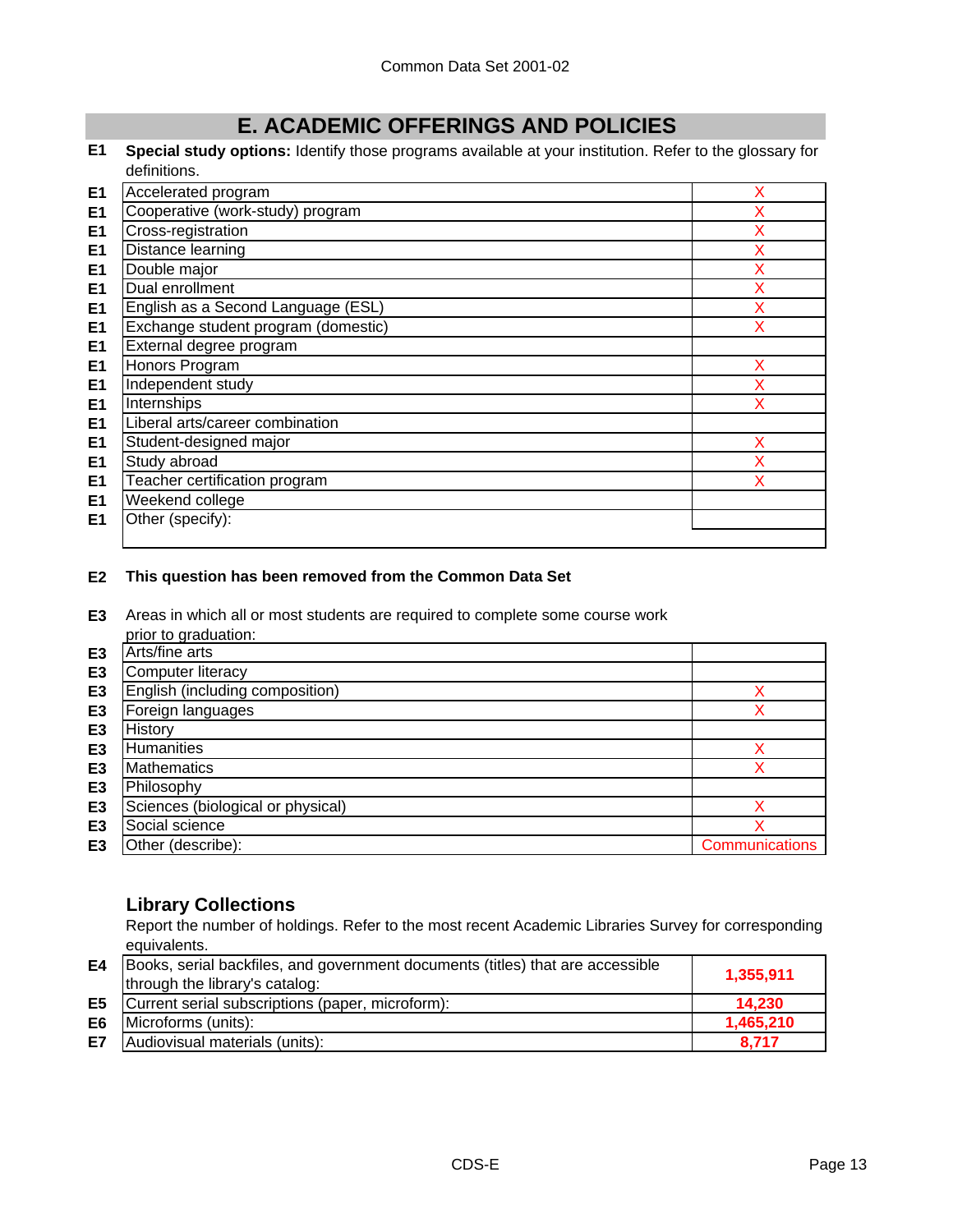## E. ACADEMIC OFFERINGS AND POLICIES

**E1** **Special study options:** Identify those programs available at your institution. Refer to the glossary for definitions.

| | | |
|---|---|---|
| E1 | Accelerated program | X |
| E1 | Cooperative (work-study) program | X |
| E1 | Cross-registration | X |
| E1 | Distance learning | X |
| E1 | Double major | X |
| E1 | Dual enrollment | X |
| E1 | English as a Second Language (ESL) | X |
| E1 | Exchange student program (domestic) | X |
| E1 | External degree program | |
| E1 | Honors Program | X |
| E1 | Independent study | X |
| E1 | Internships | X |
| E1 | Liberal arts/career combination | |
| E1 | Student-designed major | X |
| E1 | Study abroad | X |
| E1 | Teacher certification program | X |
| E1 | Weekend college | |
| E1 | Other (specify): | |

**E2** **This question has been removed from the Common Data Set**

**E3** Areas in which all or most students are required to complete some course work prior to graduation:

| | | |
|---|---|---|
| E3 | Arts/fine arts | |
| E3 | Computer literacy | |
| E3 | English (including composition) | X |
| E3 | Foreign languages | X |
| E3 | History | |
| E3 | Humanities | X |
| E3 | Mathematics | X |
| E3 | Philosophy | |
| E3 | Sciences (biological or physical) | X |
| E3 | Social science | X |
| E3 | Other (describe): | Communications |

### Library Collections

Report the number of holdings. Refer to the most recent Academic Libraries Survey for corresponding equivalents.

| | | |
|---|---|---|
| E4 | Books, serial backfiles, and government documents (titles) that are accessible through the library's catalog: | **1,355,911** |
| E5 | Current serial subscriptions (paper, microform): | **14,230** |
| E6 | Microforms (units): | **1,465,210** |
| E7 | Audiovisual materials (units): | **8,717** |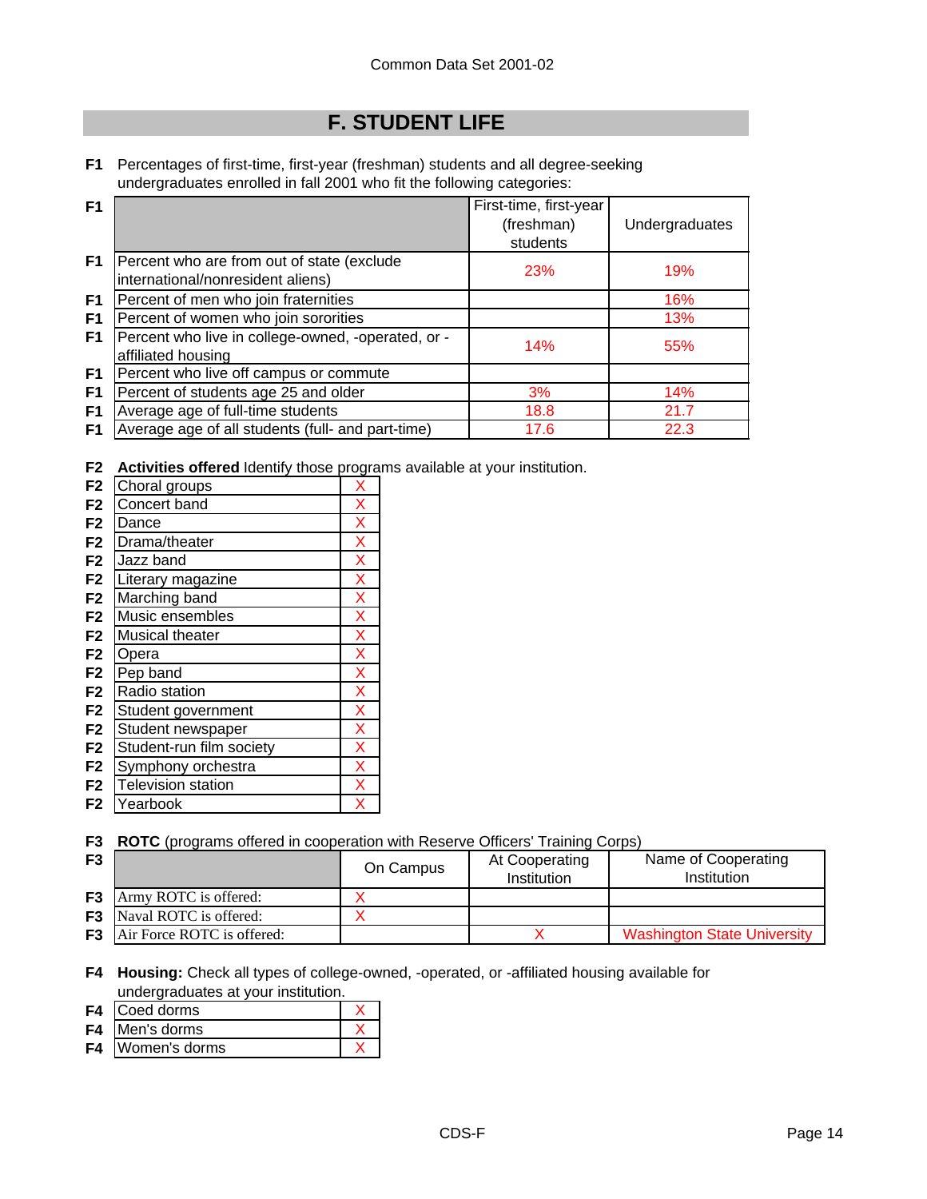# F. STUDENT LIFE

**F1** Percentages of first-time, first-year (freshman) students and all degree-seeking undergraduates enrolled in fall 2001 who fit the following categories:

| | | First-time, first-year (freshman) students | Undergraduates |
|---|---|---|---|
| F1 | Percent who are from out of state (exclude international/nonresident aliens) | 23% | 19% |
| F1 | Percent of men who join fraternities | | 16% |
| F1 | Percent of women who join sororities | | 13% |
| F1 | Percent who live in college-owned, -operated, or -affiliated housing | 14% | 55% |
| F1 | Percent who live off campus or commute | | |
| F1 | Percent of students age 25 and older | 3% | 14% |
| F1 | Average age of full-time students | 18.8 | 21.7 |
| F1 | Average age of all students (full- and part-time) | 17.6 | 22.3 |

**F2** **Activities offered** Identify those programs available at your institution.

| | | |
|---|---|---|
| F2 | Choral groups | X |
| F2 | Concert band | X |
| F2 | Dance | X |
| F2 | Drama/theater | X |
| F2 | Jazz band | X |
| F2 | Literary magazine | X |
| F2 | Marching band | X |
| F2 | Music ensembles | X |
| F2 | Musical theater | X |
| F2 | Opera | X |
| F2 | Pep band | X |
| F2 | Radio station | X |
| F2 | Student government | X |
| F2 | Student newspaper | X |
| F2 | Student-run film society | X |
| F2 | Symphony orchestra | X |
| F2 | Television station | X |
| F2 | Yearbook | X |

**F3** **ROTC** (programs offered in cooperation with Reserve Officers' Training Corps)

| | | On Campus | At Cooperating Institution | Name of Cooperating Institution |
|---|---|---|---|---|
| F3 | Army ROTC is offered: | X | | |
| F3 | Naval ROTC is offered: | X | | |
| F3 | Air Force ROTC is offered: | | X | Washington State University |

**F4** **Housing:** Check all types of college-owned, -operated, or -affiliated housing available for undergraduates at your institution.

| | | |
|---|---|---|
| F4 | Coed dorms | X |
| F4 | Men's dorms | X |
| F4 | Women's dorms | X |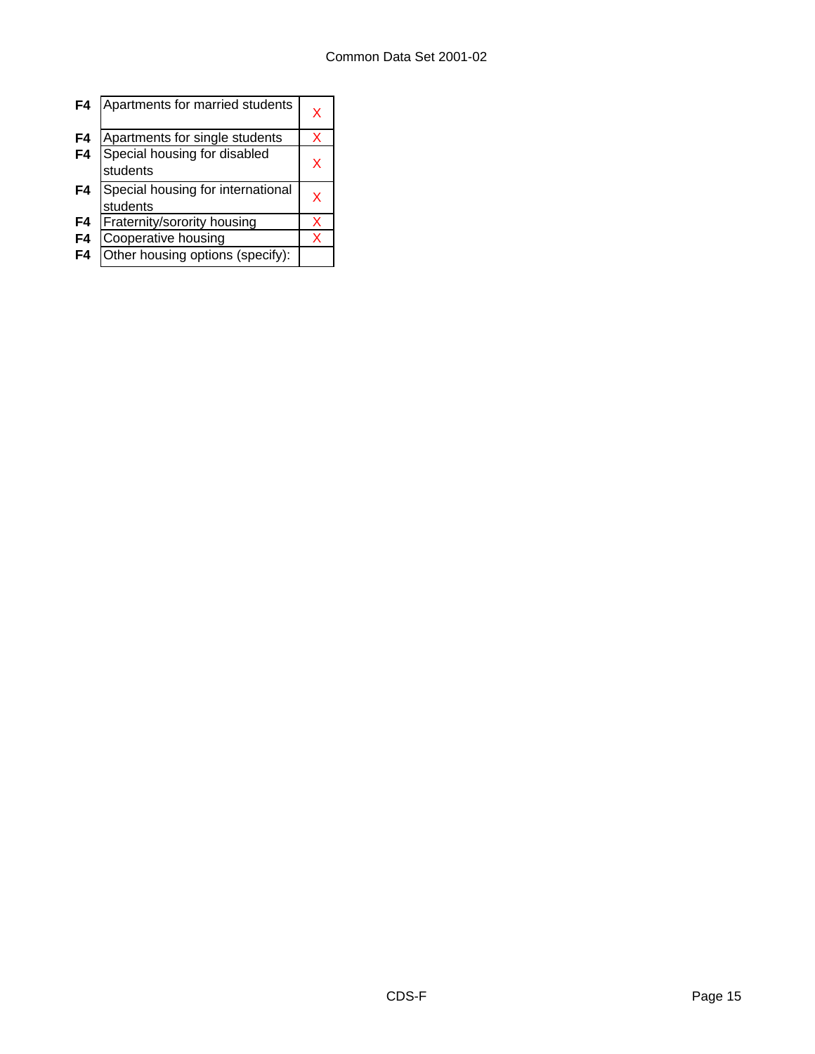| | | |
|---|---|---|
| F4 | Apartments for married students | X |
| F4 | Apartments for single students | X |
| F4 | Special housing for disabled students | X |
| F4 | Special housing for international students | X |
| F4 | Fraternity/sorority housing | X |
| F4 | Cooperative housing | X |
| F4 | Other housing options (specify): | |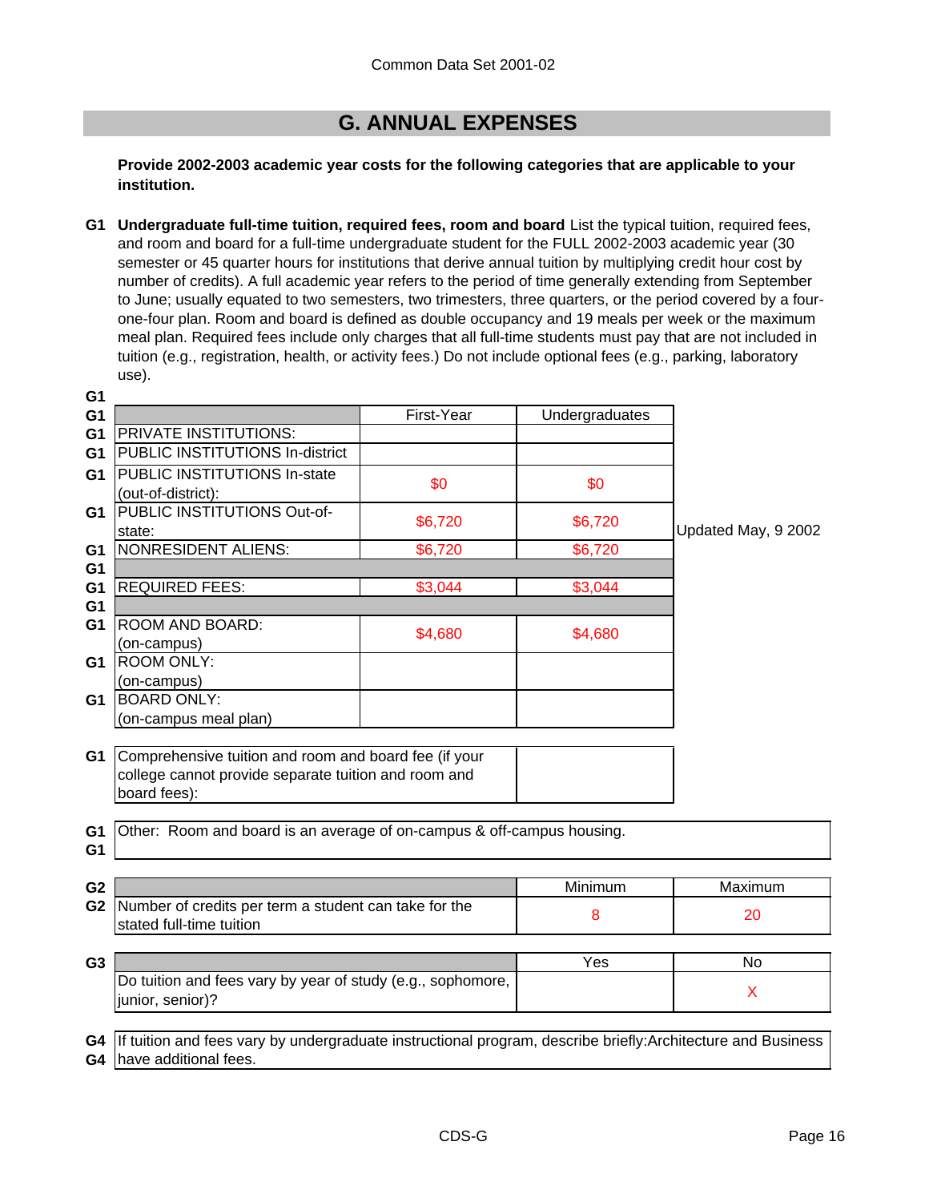## G. ANNUAL EXPENSES

**Provide 2002-2003 academic year costs for the following categories that are applicable to your institution.**

G1 **Undergraduate full-time tuition, required fees, room and board** List the typical tuition, required fees, and room and board for a full-time undergraduate student for the FULL 2002-2003 academic year (30 semester or 45 quarter hours for institutions that derive annual tuition by multiplying credit hour cost by number of credits). A full academic year refers to the period of time generally extending from September to June; usually equated to two semesters, two trimesters, three quarters, or the period covered by a four-one-four plan. Room and board is defined as double occupancy and 19 meals per week or the maximum meal plan. Required fees include only charges that all full-time students must pay that are not included in tuition (e.g., registration, health, or activity fees.) Do not include optional fees (e.g., parking, laboratory use).

| | First-Year | Undergraduates | |
|---|---|---|---|
| PRIVATE INSTITUTIONS: | | | |
| PUBLIC INSTITUTIONS In-district | | | |
| PUBLIC INSTITUTIONS In-state (out-of-district): | $0 | $0 | |
| PUBLIC INSTITUTIONS Out-of-state: | $6,720 | $6,720 | Updated May, 9 2002 |
| NONRESIDENT ALIENS: | $6,720 | $6,720 | |
| | | | |
| REQUIRED FEES: | $3,044 | $3,044 | |
| | | | |
| ROOM AND BOARD: (on-campus) | $4,680 | $4,680 | |
| ROOM ONLY: (on-campus) | | | |
| BOARD ONLY: (on-campus meal plan) | | | |

| | |
|---|---|
| Comprehensive tuition and room and board fee (if your college cannot provide separate tuition and room and board fees): | |

G1 Other: Room and board is an average of on-campus & off-campus housing.

| G2 | Minimum | Maximum |
|---|---|---|
| Number of credits per term a student can take for the stated full-time tuition | 8 | 20 |

| G3 | Yes | No |
|---|---|---|
| Do tuition and fees vary by year of study (e.g., sophomore, junior, senior)? | | X |

G4 If tuition and fees vary by undergraduate instructional program, describe briefly: Architecture and Business have additional fees.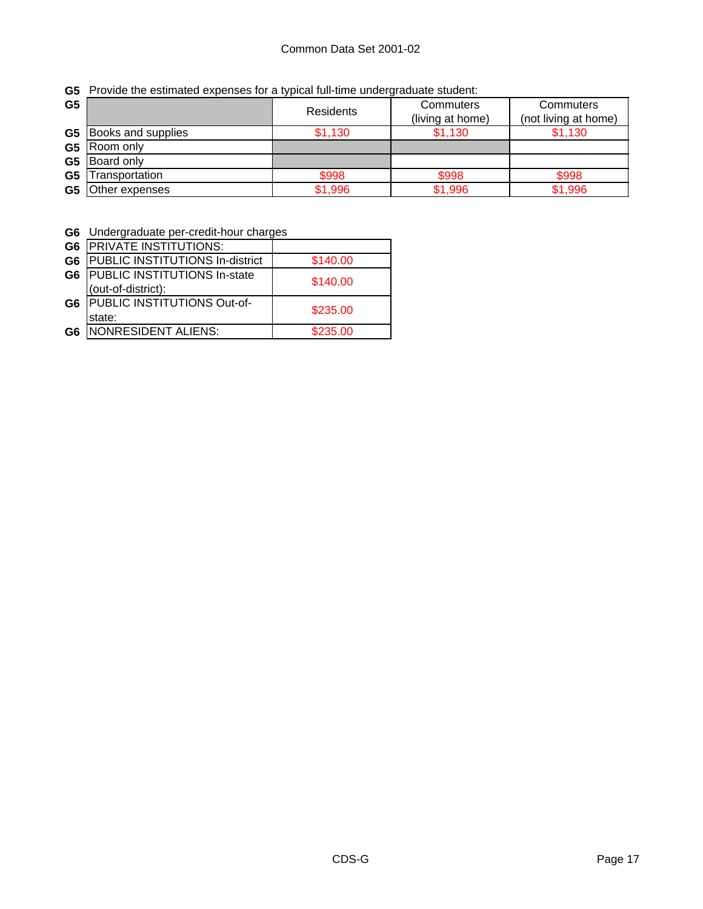**G5** Provide the estimated expenses for a typical full-time undergraduate student:

| G5 | | Residents | Commuters (living at home) | Commuters (not living at home) |
|---|---|---|---|---|
| G5 | Books and supplies | $1,130 | $1,130 | $1,130 |
| G5 | Room only | | | |
| G5 | Board only | | | |
| G5 | Transportation | $998 | $998 | $998 |
| G5 | Other expenses | $1,996 | $1,996 | $1,996 |

**G6** Undergraduate per-credit-hour charges

| G6 | | |
|---|---|---|
| G6 | PRIVATE INSTITUTIONS: | |
| G6 | PUBLIC INSTITUTIONS In-district | $140.00 |
| G6 | PUBLIC INSTITUTIONS In-state (out-of-district): | $140.00 |
| G6 | PUBLIC INSTITUTIONS Out-of-state: | $235.00 |
| G6 | NONRESIDENT ALIENS: | $235.00 |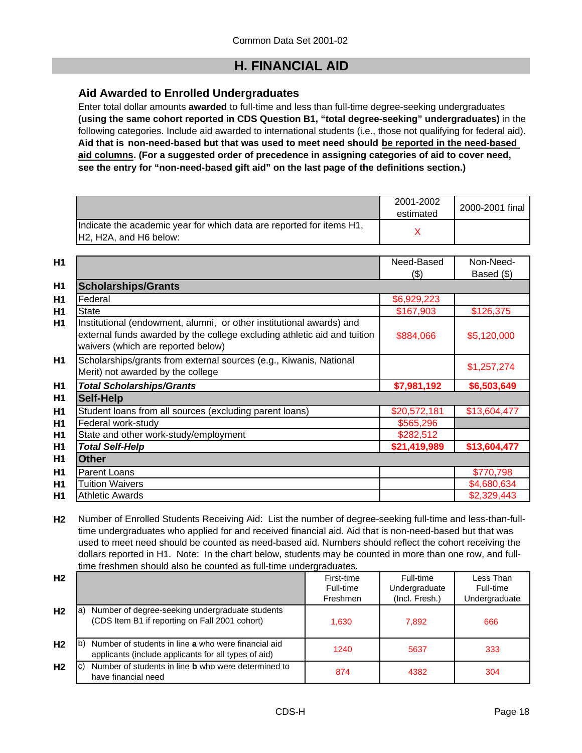## H. FINANCIAL AID

### Aid Awarded to Enrolled Undergraduates

Enter total dollar amounts **awarded** to full-time and less than full-time degree-seeking undergraduates **(using the same cohort reported in CDS Question B1, "total degree-seeking" undergraduates)** in the following categories. Include aid awarded to international students (i.e., those not qualifying for federal aid). **Aid that is non-need-based but that was used to meet need should be reported in the need-based aid columns. (For a suggested order of precedence in assigning categories of aid to cover need, see the entry for "non-need-based gift aid" on the last page of the definitions section.)**

| | 2001-2002 estimated | 2000-2001 final |
|---|---|---|
| Indicate the academic year for which data are reported for items H1, H2, H2A, and H6 below: | X | |

| | | Need-Based ($) | Non-Need-Based ($) |
|---|---|---|---|
| H1 | **Scholarships/Grants** | | |
| H1 | Federal | $6,929,223 | |
| H1 | State | $167,903 | $126,375 |
| H1 | Institutional (endowment, alumni, or other institutional awards) and external funds awarded by the college excluding athletic aid and tuition waivers (which are reported below) | $884,066 | $5,120,000 |
| H1 | Scholarships/grants from external sources (e.g., Kiwanis, National Merit) not awarded by the college | | $1,257,274 |
| H1 | ***Total Scholarships/Grants*** | **$7,981,192** | **$6,503,649** |
| H1 | **Self-Help** | | |
| H1 | Student loans from all sources (excluding parent loans) | $20,572,181 | $13,604,477 |
| H1 | Federal work-study | $565,296 | |
| H1 | State and other work-study/employment | $282,512 | |
| H1 | ***Total Self-Help*** | **$21,419,989** | **$13,604,477** |
| H1 | **Other** | | |
| H1 | Parent Loans | | $770,798 |
| H1 | Tuition Waivers | | $4,680,634 |
| H1 | Athletic Awards | | $2,329,443 |

**H2** Number of Enrolled Students Receiving Aid: List the number of degree-seeking full-time and less-than-full-time undergraduates who applied for and received financial aid. Aid that is non-need-based but that was used to meet need should be counted as need-based aid. Numbers should reflect the cohort receiving the dollars reported in H1. Note: In the chart below, students may be counted in more than one row, and full-time freshmen should also be counted as full-time undergraduates.

| | | First-time Full-time Freshmen | Full-time Undergraduate (Incl. Fresh.) | Less Than Full-time Undergraduate |
|---|---|---|---|---|
| H2 | a) Number of degree-seeking undergraduate students (CDS Item B1 if reporting on Fall 2001 cohort) | 1,630 | 7,892 | 666 |
| H2 | b) Number of students in line **a** who were financial aid applicants (include applicants for all types of aid) | 1240 | 5637 | 333 |
| H2 | c) Number of students in line **b** who were determined to have financial need | 874 | 4382 | 304 |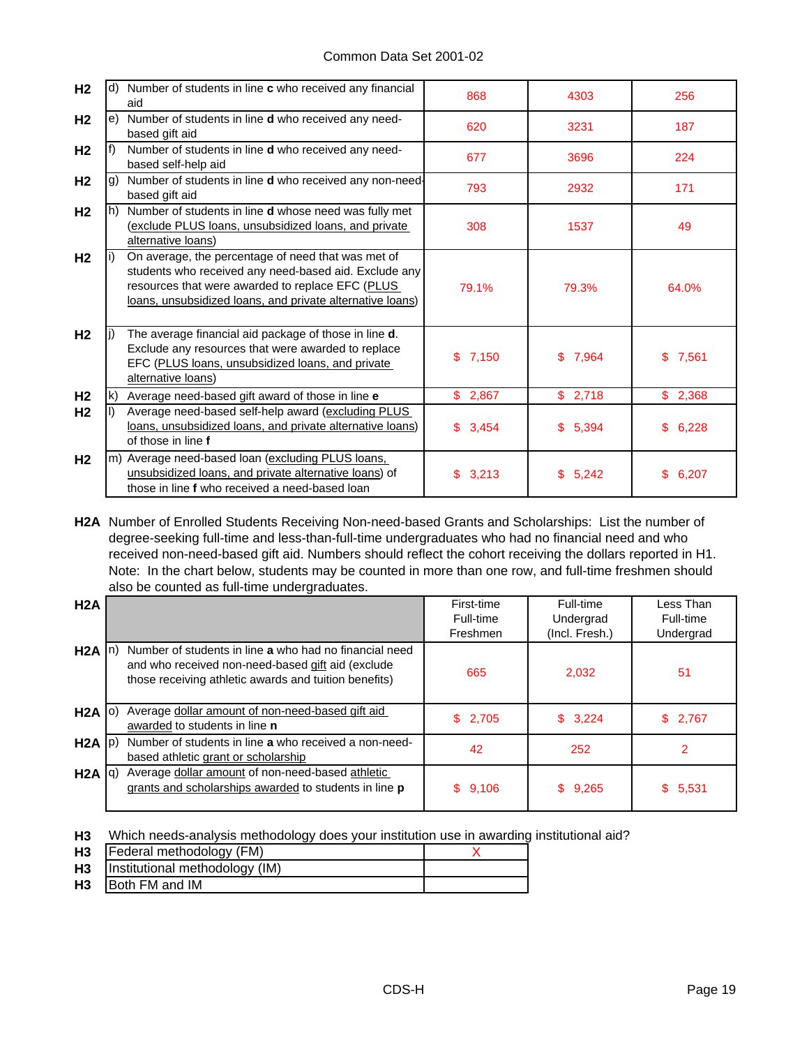| | | | | |
|---|---|---|---|---|
| H2 | d) Number of students in line **c** who received any financial aid | 868 | 4303 | 256 |
| H2 | e) Number of students in line **d** who received any need-based gift aid | 620 | 3231 | 187 |
| H2 | f) Number of students in line **d** who received any need-based self-help aid | 677 | 3696 | 224 |
| H2 | g) Number of students in line **d** who received any non-need-based gift aid | 793 | 2932 | 171 |
| H2 | h) Number of students in line **d** whose need was fully met (exclude PLUS loans, unsubsidized loans, and private alternative loans) | 308 | 1537 | 49 |
| H2 | i) On average, the percentage of need that was met of students who received any need-based aid. Exclude any resources that were awarded to replace EFC (PLUS loans, unsubsidized loans, and private alternative loans) | 79.1% | 79.3% | 64.0% |
| H2 | j) The average financial aid package of those in line **d**. Exclude any resources that were awarded to replace EFC (PLUS loans, unsubsidized loans, and private alternative loans) | $ 7,150 | $ 7,964 | $ 7,561 |
| H2 | k) Average need-based gift award of those in line **e** | $ 2,867 | $ 2,718 | $ 2,368 |
| H2 | l) Average need-based self-help award (excluding PLUS loans, unsubsidized loans, and private alternative loans) of those in line **f** | $ 3,454 | $ 5,394 | $ 6,228 |
| H2 | m) Average need-based loan (excluding PLUS loans, unsubsidized loans, and private alternative loans) of those in line **f** who received a need-based loan | $ 3,213 | $ 5,242 | $ 6,207 |

**H2A** Number of Enrolled Students Receiving Non-need-based Grants and Scholarships: List the number of degree-seeking full-time and less-than-full-time undergraduates who had no financial need and who received non-need-based gift aid. Numbers should reflect the cohort receiving the dollars reported in H1. Note: In the chart below, students may be counted in more than one row, and full-time freshmen should also be counted as full-time undergraduates.

| H2A | | First-time Full-time Freshmen | Full-time Undergrad (Incl. Fresh.) | Less Than Full-time Undergrad |
|---|---|---|---|---|
| H2A | n) Number of students in line **a** who had no financial need and who received non-need-based gift aid (exclude those receiving athletic awards and tuition benefits) | 665 | 2,032 | 51 |
| H2A | o) Average dollar amount of non-need-based gift aid awarded to students in line **n** | $ 2,705 | $ 3,224 | $ 2,767 |
| H2A | p) Number of students in line **a** who received a non-need-based athletic grant or scholarship | 42 | 252 | 2 |
| H2A | q) Average dollar amount of non-need-based athletic grants and scholarships awarded to students in line **p** | $ 9,106 | $ 9,265 | $ 5,531 |

**H3** Which needs-analysis methodology does your institution use in awarding institutional aid?

| | | |
|---|---|---|
| H3 | Federal methodology (FM) | X |
| H3 | Institutional methodology (IM) | |
| H3 | Both FM and IM | |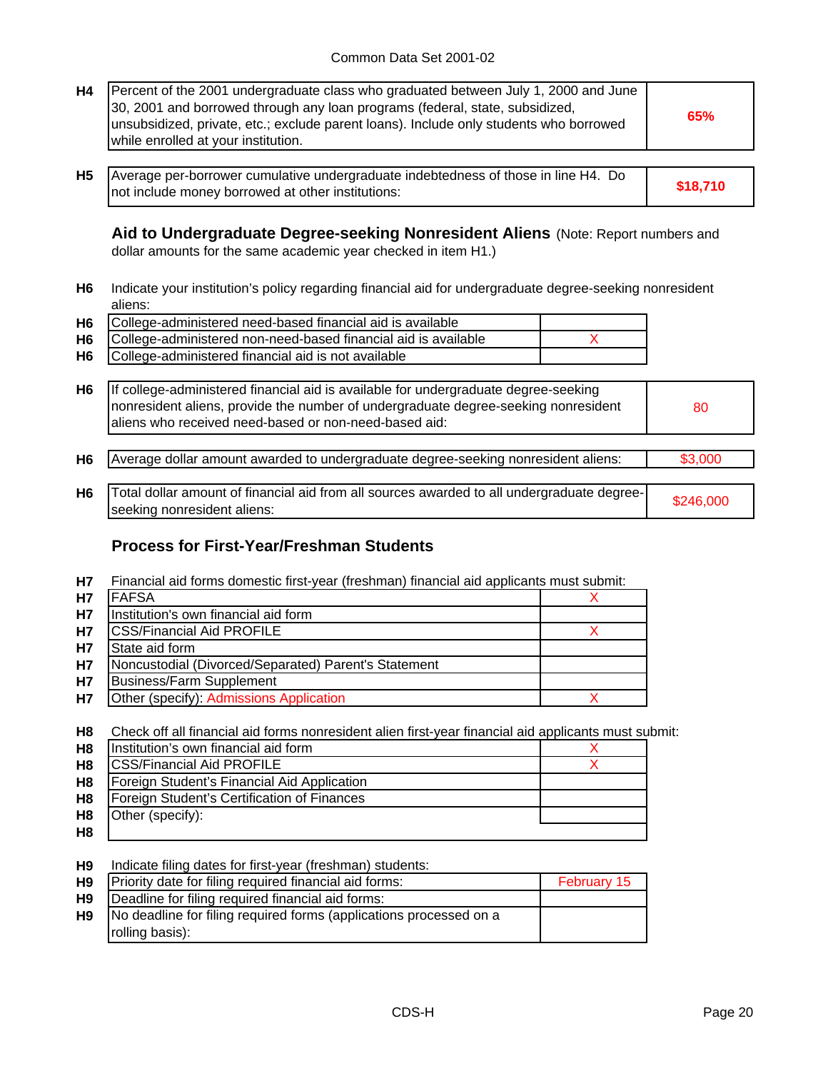| | | |
|---|---|---|
| H4 | Percent of the 2001 undergraduate class who graduated between July 1, 2000 and June 30, 2001 and borrowed through any loan programs (federal, state, subsidized, unsubsidized, private, etc.; exclude parent loans). Include only students who borrowed while enrolled at your institution. | **65%** |
| H5 | Average per-borrower cumulative undergraduate indebtedness of those in line H4. Do not include money borrowed at other institutions: | **$18,710** |

### Aid to Undergraduate Degree-seeking Nonresident Aliens

(Note: Report numbers and dollar amounts for the same academic year checked in item H1.)

**H6** Indicate your institution's policy regarding financial aid for undergraduate degree-seeking nonresident aliens:

| | | |
|---|---|---|
| H6 | College-administered need-based financial aid is available | |
| H6 | College-administered non-need-based financial aid is available | X |
| H6 | College-administered financial aid is not available | |

| | | |
|---|---|---|
| H6 | If college-administered financial aid is available for undergraduate degree-seeking nonresident aliens, provide the number of undergraduate degree-seeking nonresident aliens who received need-based or non-need-based aid: | 80 |
| H6 | Average dollar amount awarded to undergraduate degree-seeking nonresident aliens: | $3,000 |
| H6 | Total dollar amount of financial aid from all sources awarded to all undergraduate degree-seeking nonresident aliens: | $246,000 |

### Process for First-Year/Freshman Students

**H7** Financial aid forms domestic first-year (freshman) financial aid applicants must submit:

| | | |
|---|---|---|
| H7 | FAFSA | X |
| H7 | Institution's own financial aid form | |
| H7 | CSS/Financial Aid PROFILE | X |
| H7 | State aid form | |
| H7 | Noncustodial (Divorced/Separated) Parent's Statement | |
| H7 | Business/Farm Supplement | |
| H7 | Other (specify): Admissions Application | X |

**H8** Check off all financial aid forms nonresident alien first-year financial aid applicants must submit:

| | | |
|---|---|---|
| H8 | Institution's own financial aid form | X |
| H8 | CSS/Financial Aid PROFILE | X |
| H8 | Foreign Student's Financial Aid Application | |
| H8 | Foreign Student's Certification of Finances | |
| H8 | Other (specify): | |
| H8 | | |

**H9** Indicate filing dates for first-year (freshman) students:

| | | |
|---|---|---|
| H9 | Priority date for filing required financial aid forms: | February 15 |
| H9 | Deadline for filing required financial aid forms: | |
| H9 | No deadline for filing required forms (applications processed on a rolling basis): | |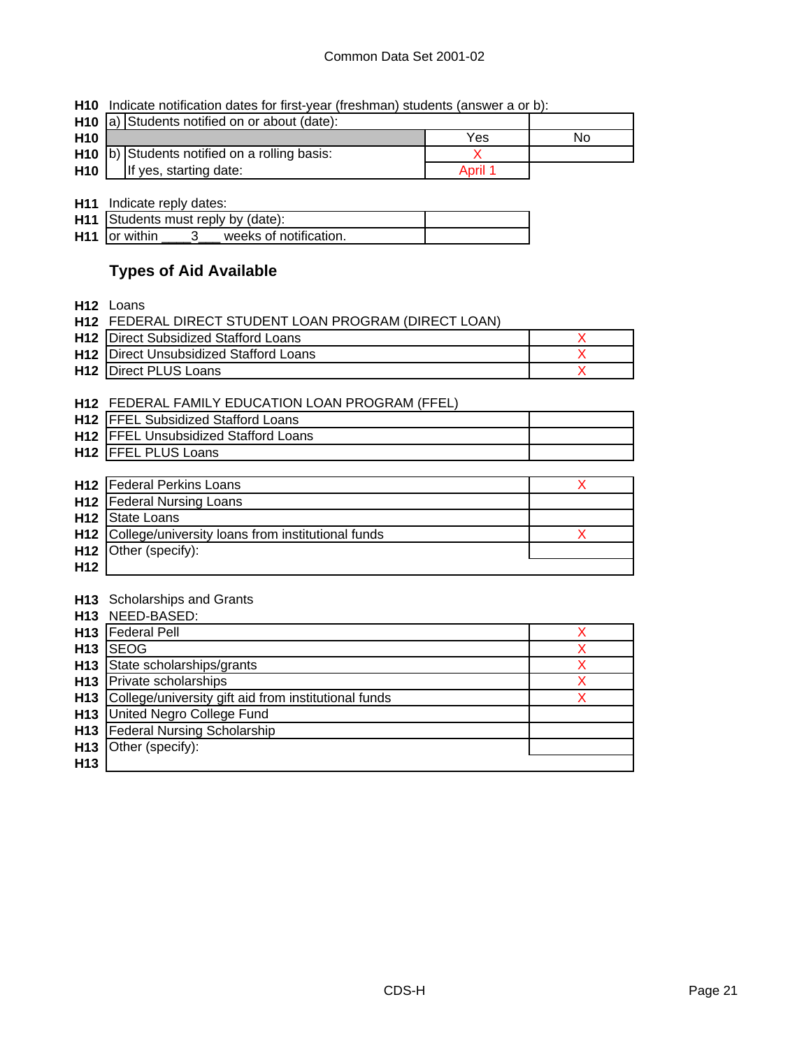**H10** Indicate notification dates for first-year (freshman) students (answer a or b):

| | | | Yes | No |
|---|---|---|---|---|
| H10 | a) | Students notified on or about (date): | | |
| H10 | b) | Students notified on a rolling basis: | X | |
| H10 | | If yes, starting date: | April 1 | |

**H11** Indicate reply dates:

| | | |
|---|---|---|
| H11 | Students must reply by (date): | |
| H11 | or within ____3___ weeks of notification. | |

## Types of Aid Available

**H12** Loans

**H12** FEDERAL DIRECT STUDENT LOAN PROGRAM (DIRECT LOAN)

| | | |
|---|---|---|
| H12 | Direct Subsidized Stafford Loans | X |
| H12 | Direct Unsubsidized Stafford Loans | X |
| H12 | Direct PLUS Loans | X |

**H12** FEDERAL FAMILY EDUCATION LOAN PROGRAM (FFEL)

| | | |
|---|---|---|
| H12 | FFEL Subsidized Stafford Loans | |
| H12 | FFEL Unsubsidized Stafford Loans | |
| H12 | FFEL PLUS Loans | |

| | | |
|---|---|---|
| H12 | Federal Perkins Loans | X |
| H12 | Federal Nursing Loans | |
| H12 | State Loans | |
| H12 | College/university loans from institutional funds | X |
| H12 | Other (specify): | |
| H12 | | |

**H13** Scholarships and Grants

**H13** NEED-BASED:

| | | |
|---|---|---|
| H13 | Federal Pell | X |
| H13 | SEOG | X |
| H13 | State scholarships/grants | X |
| H13 | Private scholarships | X |
| H13 | College/university gift aid from institutional funds | X |
| H13 | United Negro College Fund | |
| H13 | Federal Nursing Scholarship | |
| H13 | Other (specify): | |
| H13 | | |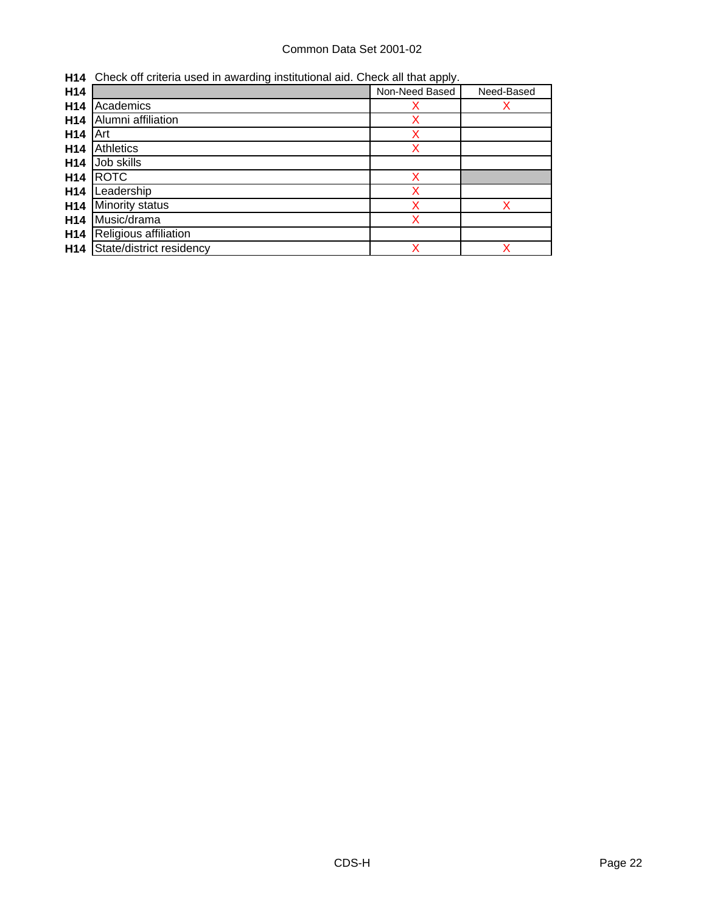Common Data Set 2001-02

**H14** Check off criteria used in awarding institutional aid. Check all that apply.

| | | Non-Need Based | Need-Based |
|---|---|---|---|
| **H14** | Academics | X | X |
| **H14** | Alumni affiliation | X | |
| **H14** | Art | X | |
| **H14** | Athletics | X | |
| **H14** | Job skills | | |
| **H14** | ROTC | X | |
| **H14** | Leadership | X | |
| **H14** | Minority status | X | X |
| **H14** | Music/drama | X | |
| **H14** | Religious affiliation | | |
| **H14** | State/district residency | X | X |

CDS-H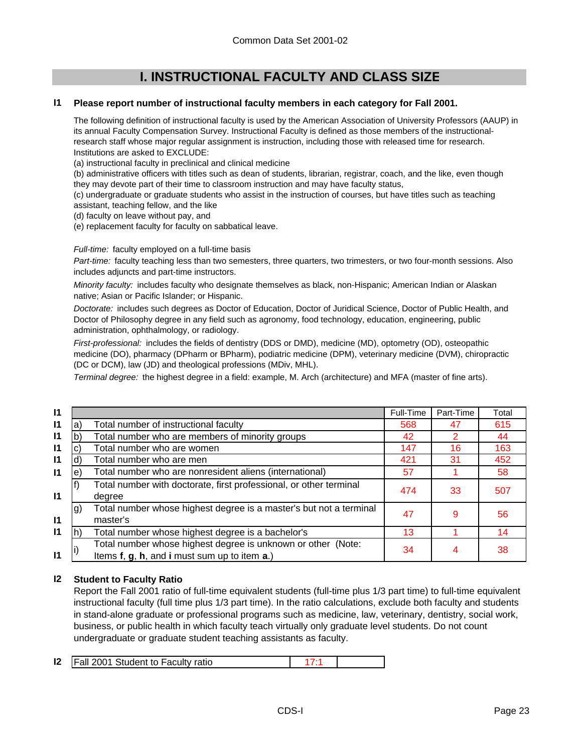Common Data Set 2001-02

# I. INSTRUCTIONAL FACULTY AND CLASS SIZE

**I1 Please report number of instructional faculty members in each category for Fall 2001.**

The following definition of instructional faculty is used by the American Association of University Professors (AAUP) in its annual Faculty Compensation Survey. Instructional Faculty is defined as those members of the instructional-research staff whose major regular assignment is instruction, including those with released time for research. Institutions are asked to EXCLUDE:

(a) instructional faculty in preclinical and clinical medicine
(b) administrative officers with titles such as dean of students, librarian, registrar, coach, and the like, even though they may devote part of their time to classroom instruction and may have faculty status,
(c) undergraduate or graduate students who assist in the instruction of courses, but have titles such as teaching assistant, teaching fellow, and the like
(d) faculty on leave without pay, and
(e) replacement faculty for faculty on sabbatical leave.

*Full-time:* faculty employed on a full-time basis

*Part-time:* faculty teaching less than two semesters, three quarters, two trimesters, or two four-month sessions. Also includes adjuncts and part-time instructors.

*Minority faculty:* includes faculty who designate themselves as black, non-Hispanic; American Indian or Alaskan native; Asian or Pacific Islander; or Hispanic.

*Doctorate:* includes such degrees as Doctor of Education, Doctor of Juridical Science, Doctor of Public Health, and Doctor of Philosophy degree in any field such as agronomy, food technology, education, engineering, public administration, ophthalmology, or radiology.

*First-professional:* includes the fields of dentistry (DDS or DMD), medicine (MD), optometry (OD), osteopathic medicine (DO), pharmacy (DPharm or BPharm), podiatric medicine (DPM), veterinary medicine (DVM), chiropractic (DC or DCM), law (JD) and theological professions (MDiv, MHL).

*Terminal degree:* the highest degree in a field: example, M. Arch (architecture) and MFA (master of fine arts).

| | | | Full-Time | Part-Time | Total |
|---|---|---|---|---|---|
| I1 | a) | Total number of instructional faculty | 568 | 47 | 615 |
| I1 | b) | Total number who are members of minority groups | 42 | 2 | 44 |
| I1 | c) | Total number who are women | 147 | 16 | 163 |
| I1 | d) | Total number who are men | 421 | 31 | 452 |
| I1 | e) | Total number who are nonresident aliens (international) | 57 | 1 | 58 |
| I1 | f) | Total number with doctorate, first professional, or other terminal degree | 474 | 33 | 507 |
| I1 | g) | Total number whose highest degree is a master's but not a terminal master's | 47 | 9 | 56 |
| I1 | h) | Total number whose highest degree is a bachelor's | 13 | 1 | 14 |
| I1 | i) | Total number whose highest degree is unknown or other (Note: Items **f**, **g**, **h**, and **i** must sum up to item **a**.) | 34 | 4 | 38 |

**I2 Student to Faculty Ratio**

Report the Fall 2001 ratio of full-time equivalent students (full-time plus 1/3 part time) to full-time equivalent instructional faculty (full time plus 1/3 part time). In the ratio calculations, exclude both faculty and students in stand-alone graduate or professional programs such as medicine, law, veterinary, dentistry, social work, business, or public health in which faculty teach virtually only graduate level students. Do not count undergraduate or graduate student teaching assistants as faculty.

| | | | |
|---|---|---|---|
| I2 | Fall 2001 Student to Faculty ratio | 17:1 | |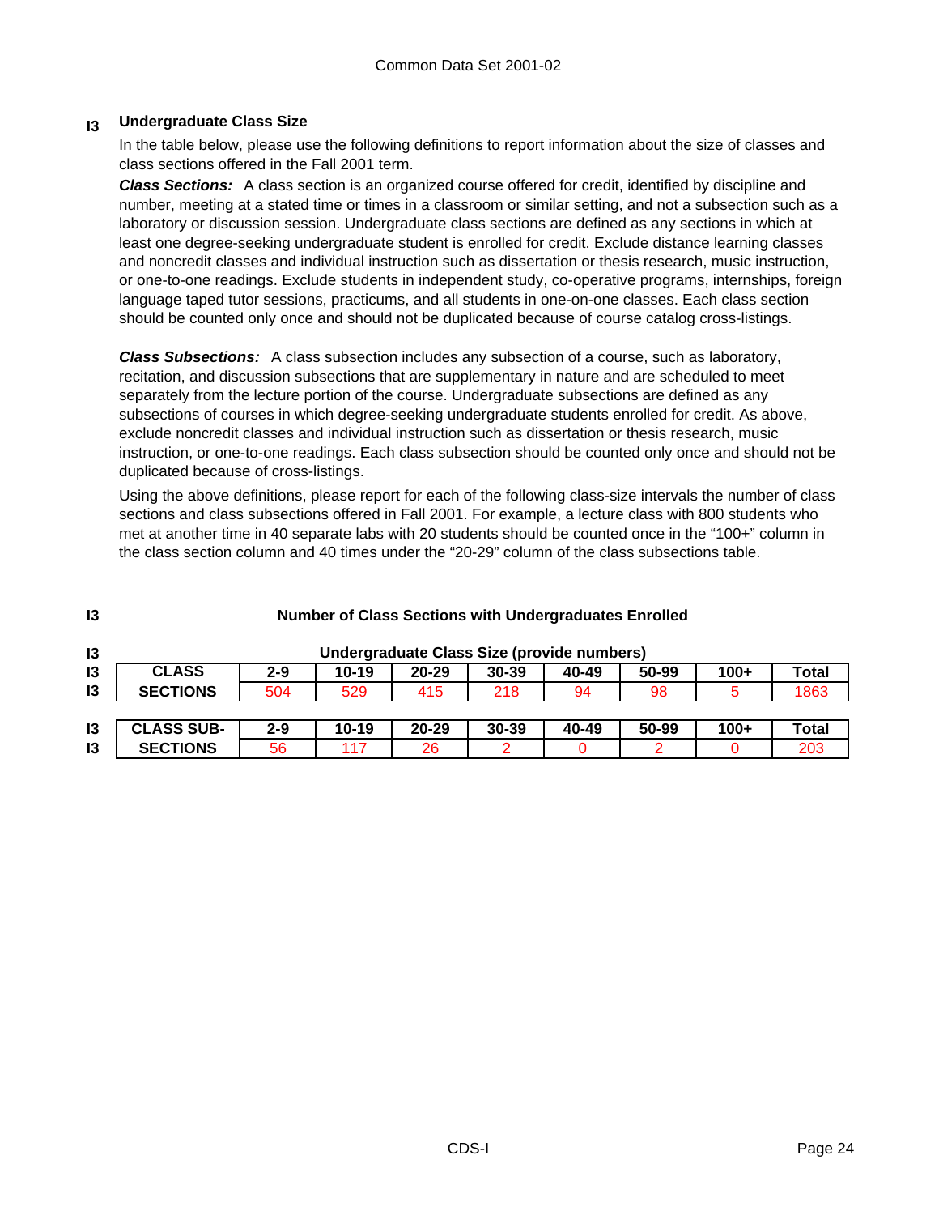## I3 Undergraduate Class Size

In the table below, please use the following definitions to report information about the size of classes and class sections offered in the Fall 2001 term.

***Class Sections:*** A class section is an organized course offered for credit, identified by discipline and number, meeting at a stated time or times in a classroom or similar setting, and not a subsection such as a laboratory or discussion session. Undergraduate class sections are defined as any sections in which at least one degree-seeking undergraduate student is enrolled for credit. Exclude distance learning classes and noncredit classes and individual instruction such as dissertation or thesis research, music instruction, or one-to-one readings. Exclude students in independent study, co-operative programs, internships, foreign language taped tutor sessions, practicums, and all students in one-on-one classes. Each class section should be counted only once and should not be duplicated because of course catalog cross-listings.

***Class Subsections:*** A class subsection includes any subsection of a course, such as laboratory, recitation, and discussion subsections that are supplementary in nature and are scheduled to meet separately from the lecture portion of the course. Undergraduate subsections are defined as any subsections of courses in which degree-seeking undergraduate students enrolled for credit. As above, exclude noncredit classes and individual instruction such as dissertation or thesis research, music instruction, or one-to-one readings. Each class subsection should be counted only once and should not be duplicated because of cross-listings.

Using the above definitions, please report for each of the following class-size intervals the number of class sections and class subsections offered in Fall 2001. For example, a lecture class with 800 students who met at another time in 40 separate labs with 20 students should be counted once in the "100+" column in the class section column and 40 times under the "20-29" column of the class subsections table.

### I3 Number of Class Sections with Undergraduates Enrolled

**Undergraduate Class Size (provide numbers)**

| CLASS SECTIONS | 2-9 | 10-19 | 20-29 | 30-39 | 40-49 | 50-99 | 100+ | Total |
|---|---|---|---|---|---|---|---|---|
| | 504 | 529 | 415 | 218 | 94 | 98 | 5 | 1863 |

| CLASS SUB-SECTIONS | 2-9 | 10-19 | 20-29 | 30-39 | 40-49 | 50-99 | 100+ | Total |
|---|---|---|---|---|---|---|---|---|
| | 56 | 117 | 26 | 2 | 0 | 2 | 0 | 203 |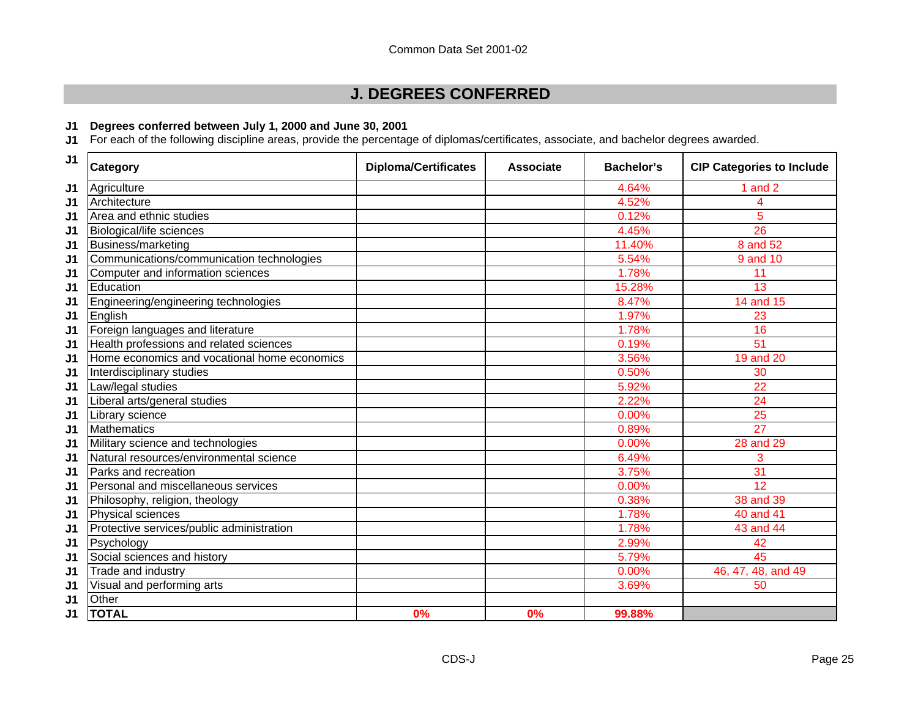Common Data Set 2001-02

## J. DEGREES CONFERRED

**J1 Degrees conferred between July 1, 2000 and June 30, 2001**

J1 For each of the following discipline areas, provide the percentage of diplomas/certificates, associate, and bachelor degrees awarded.

| | Category | Diploma/Certificates | Associate | Bachelor's | CIP Categories to Include |
|---|---|---|---|---|---|
| J1 | Agriculture | | | 4.64% | 1 and 2 |
| J1 | Architecture | | | 4.52% | 4 |
| J1 | Area and ethnic studies | | | 0.12% | 5 |
| J1 | Biological/life sciences | | | 4.45% | 26 |
| J1 | Business/marketing | | | 11.40% | 8 and 52 |
| J1 | Communications/communication technologies | | | 5.54% | 9 and 10 |
| J1 | Computer and information sciences | | | 1.78% | 11 |
| J1 | Education | | | 15.28% | 13 |
| J1 | Engineering/engineering technologies | | | 8.47% | 14 and 15 |
| J1 | English | | | 1.97% | 23 |
| J1 | Foreign languages and literature | | | 1.78% | 16 |
| J1 | Health professions and related sciences | | | 0.19% | 51 |
| J1 | Home economics and vocational home economics | | | 3.56% | 19 and 20 |
| J1 | Interdisciplinary studies | | | 0.50% | 30 |
| J1 | Law/legal studies | | | 5.92% | 22 |
| J1 | Liberal arts/general studies | | | 2.22% | 24 |
| J1 | Library science | | | 0.00% | 25 |
| J1 | Mathematics | | | 0.89% | 27 |
| J1 | Military science and technologies | | | 0.00% | 28 and 29 |
| J1 | Natural resources/environmental science | | | 6.49% | 3 |
| J1 | Parks and recreation | | | 3.75% | 31 |
| J1 | Personal and miscellaneous services | | | 0.00% | 12 |
| J1 | Philosophy, religion, theology | | | 0.38% | 38 and 39 |
| J1 | Physical sciences | | | 1.78% | 40 and 41 |
| J1 | Protective services/public administration | | | 1.78% | 43 and 44 |
| J1 | Psychology | | | 2.99% | 42 |
| J1 | Social sciences and history | | | 5.79% | 45 |
| J1 | Trade and industry | | | 0.00% | 46, 47, 48, and 49 |
| J1 | Visual and performing arts | | | 3.69% | 50 |
| J1 | Other | | | | |
| J1 | **TOTAL** | **0%** | **0%** | **99.88%** | |

CDS-J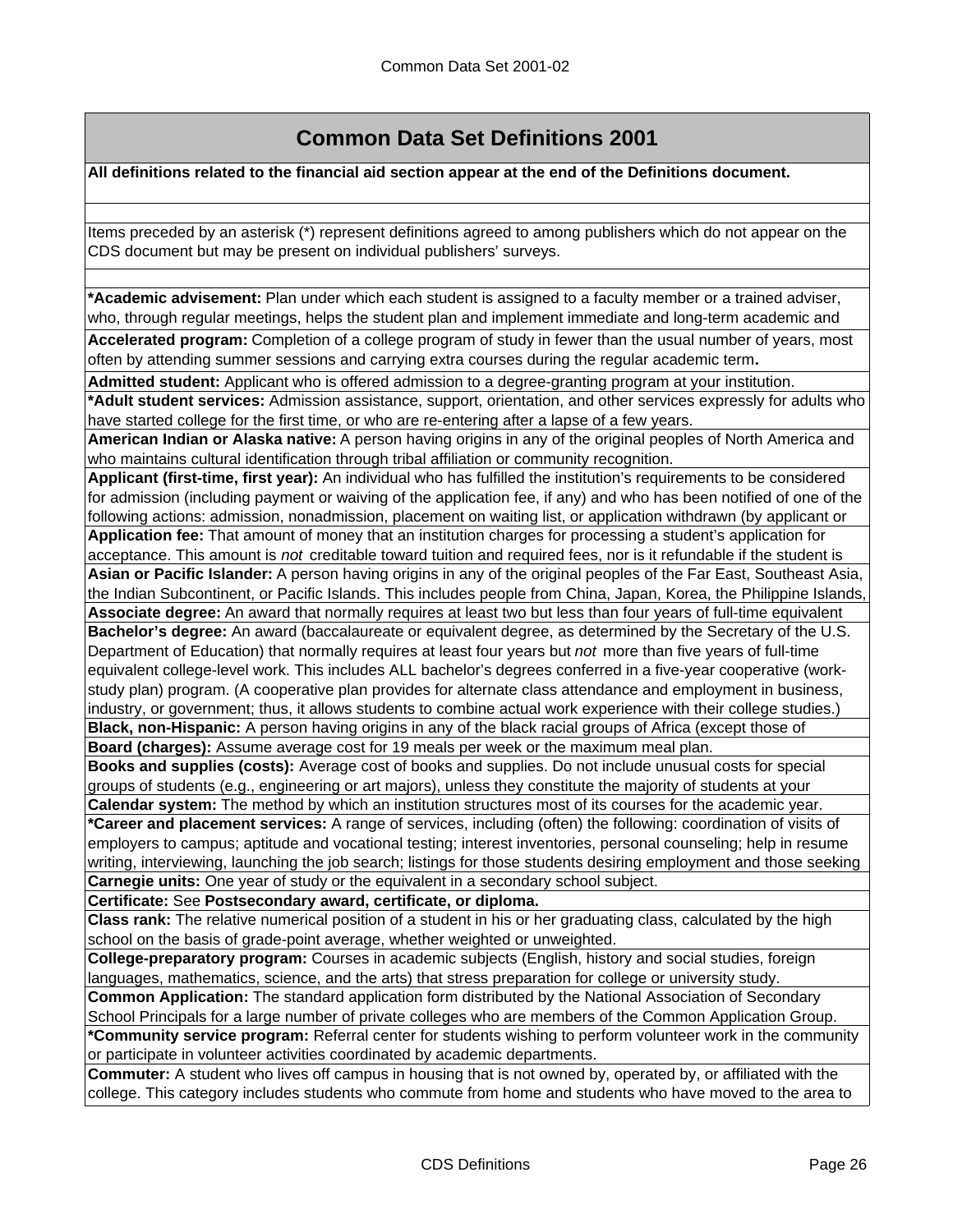# Common Data Set Definitions 2001

**All definitions related to the financial aid section appear at the end of the Definitions document.**

Items preceded by an asterisk (*) represent definitions agreed to among publishers which do not appear on the CDS document but may be present on individual publishers' surveys.

**\*Academic advisement:** Plan under which each student is assigned to a faculty member or a trained adviser, who, through regular meetings, helps the student plan and implement immediate and long-term academic and

**Accelerated program:** Completion of a college program of study in fewer than the usual number of years, most often by attending summer sessions and carrying extra courses during the regular academic term**.**

**Admitted student:** Applicant who is offered admission to a degree-granting program at your institution.

**\*Adult student services:** Admission assistance, support, orientation, and other services expressly for adults who have started college for the first time, or who are re-entering after a lapse of a few years.

**American Indian or Alaska native:** A person having origins in any of the original peoples of North America and who maintains cultural identification through tribal affiliation or community recognition.

**Applicant (first-time, first year):** An individual who has fulfilled the institution's requirements to be considered for admission (including payment or waiving of the application fee, if any) and who has been notified of one of the following actions: admission, nonadmission, placement on waiting list, or application withdrawn (by applicant or

**Application fee:** That amount of money that an institution charges for processing a student's application for acceptance. This amount is *not* creditable toward tuition and required fees, nor is it refundable if the student is

**Asian or Pacific Islander:** A person having origins in any of the original peoples of the Far East, Southeast Asia, the Indian Subcontinent, or Pacific Islands. This includes people from China, Japan, Korea, the Philippine Islands,

**Associate degree:** An award that normally requires at least two but less than four years of full-time equivalent

**Bachelor's degree:** An award (baccalaureate or equivalent degree, as determined by the Secretary of the U.S. Department of Education) that normally requires at least four years but *not* more than five years of full-time equivalent college-level work. This includes ALL bachelor's degrees conferred in a five-year cooperative (work-study plan) program. (A cooperative plan provides for alternate class attendance and employment in business, industry, or government; thus, it allows students to combine actual work experience with their college studies.)

**Black, non-Hispanic:** A person having origins in any of the black racial groups of Africa (except those of

**Board (charges):** Assume average cost for 19 meals per week or the maximum meal plan.

**Books and supplies (costs):** Average cost of books and supplies. Do not include unusual costs for special groups of students (e.g., engineering or art majors), unless they constitute the majority of students at your

**Calendar system:** The method by which an institution structures most of its courses for the academic year.

**\*Career and placement services:** A range of services, including (often) the following: coordination of visits of employers to campus; aptitude and vocational testing; interest inventories, personal counseling; help in resume writing, interviewing, launching the job search; listings for those students desiring employment and those seeking

**Carnegie units:** One year of study or the equivalent in a secondary school subject.

**Certificate:** See **Postsecondary award, certificate, or diploma.**

**Class rank:** The relative numerical position of a student in his or her graduating class, calculated by the high school on the basis of grade-point average, whether weighted or unweighted.

**College-preparatory program:** Courses in academic subjects (English, history and social studies, foreign languages, mathematics, science, and the arts) that stress preparation for college or university study.

**Common Application:** The standard application form distributed by the National Association of Secondary School Principals for a large number of private colleges who are members of the Common Application Group.

**\*Community service program:** Referral center for students wishing to perform volunteer work in the community or participate in volunteer activities coordinated by academic departments.

**Commuter:** A student who lives off campus in housing that is not owned by, operated by, or affiliated with the college. This category includes students who commute from home and students who have moved to the area to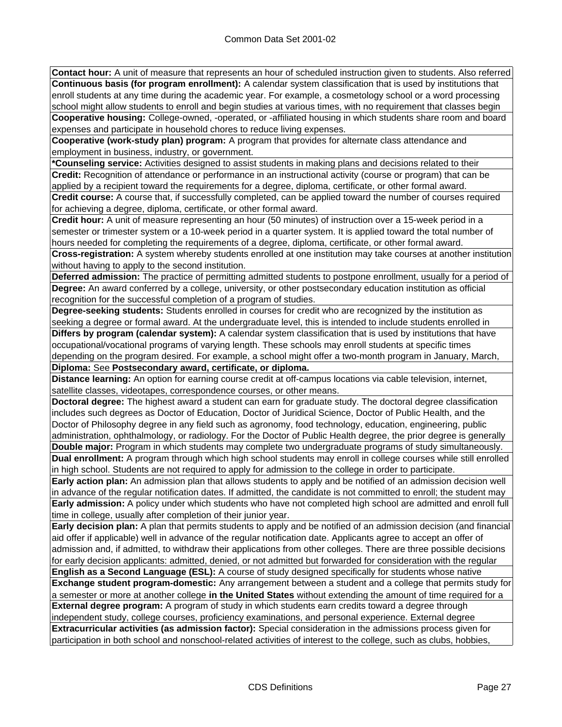**Contact hour:** A unit of measure that represents an hour of scheduled instruction given to students. Also referred

**Continuous basis (for program enrollment):** A calendar system classification that is used by institutions that enroll students at any time during the academic year. For example, a cosmetology school or a word processing school might allow students to enroll and begin studies at various times, with no requirement that classes begin

**Cooperative housing:** College-owned, -operated, or -affiliated housing in which students share room and board expenses and participate in household chores to reduce living expenses.

**Cooperative (work-study plan) program:** A program that provides for alternate class attendance and employment in business, industry, or government.

**\*Counseling service:** Activities designed to assist students in making plans and decisions related to their

**Credit:** Recognition of attendance or performance in an instructional activity (course or program) that can be applied by a recipient toward the requirements for a degree, diploma, certificate, or other formal award.

**Credit course:** A course that, if successfully completed, can be applied toward the number of courses required for achieving a degree, diploma, certificate, or other formal award.

**Credit hour:** A unit of measure representing an hour (50 minutes) of instruction over a 15-week period in a semester or trimester system or a 10-week period in a quarter system. It is applied toward the total number of hours needed for completing the requirements of a degree, diploma, certificate, or other formal award.

**Cross-registration:** A system whereby students enrolled at one institution may take courses at another institution without having to apply to the second institution.

**Deferred admission:** The practice of permitting admitted students to postpone enrollment, usually for a period of

**Degree:** An award conferred by a college, university, or other postsecondary education institution as official recognition for the successful completion of a program of studies.

**Degree-seeking students:** Students enrolled in courses for credit who are recognized by the institution as seeking a degree or formal award. At the undergraduate level, this is intended to include students enrolled in

**Differs by program (calendar system):** A calendar system classification that is used by institutions that have occupational/vocational programs of varying length. These schools may enroll students at specific times depending on the program desired. For example, a school might offer a two-month program in January, March,

**Diploma:** See **Postsecondary award, certificate, or diploma.**

**Distance learning:** An option for earning course credit at off-campus locations via cable television, internet, satellite classes, videotapes, correspondence courses, or other means.

**Doctoral degree:** The highest award a student can earn for graduate study. The doctoral degree classification includes such degrees as Doctor of Education, Doctor of Juridical Science, Doctor of Public Health, and the Doctor of Philosophy degree in any field such as agronomy, food technology, education, engineering, public administration, ophthalmology, or radiology. For the Doctor of Public Health degree, the prior degree is generally

**Double major:** Program in which students may complete two undergraduate programs of study simultaneously.

**Dual enrollment:** A program through which high school students may enroll in college courses while still enrolled in high school. Students are not required to apply for admission to the college in order to participate.

**Early action plan:** An admission plan that allows students to apply and be notified of an admission decision well in advance of the regular notification dates. If admitted, the candidate is not committed to enroll; the student may

**Early admission:** A policy under which students who have not completed high school are admitted and enroll full time in college, usually after completion of their junior year.

**Early decision plan:** A plan that permits students to apply and be notified of an admission decision (and financial aid offer if applicable) well in advance of the regular notification date. Applicants agree to accept an offer of admission and, if admitted, to withdraw their applications from other colleges. There are three possible decisions for early decision applicants: admitted, denied, or not admitted but forwarded for consideration with the regular

**English as a Second Language (ESL):** A course of study designed specifically for students whose native

**Exchange student program-domestic:** Any arrangement between a student and a college that permits study for a semester or more at another college **in the United States** without extending the amount of time required for a

**External degree program:** A program of study in which students earn credits toward a degree through independent study, college courses, proficiency examinations, and personal experience. External degree

**Extracurricular activities (as admission factor):** Special consideration in the admissions process given for participation in both school and nonschool-related activities of interest to the college, such as clubs, hobbies,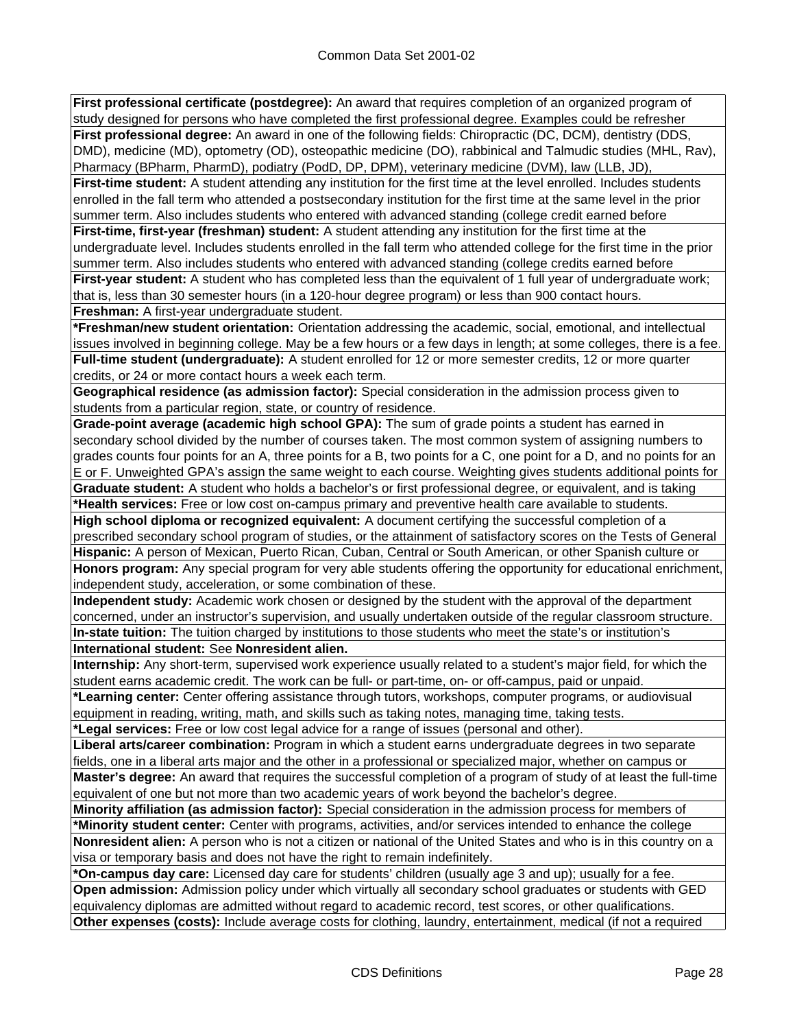**First professional certificate (postdegree):** An award that requires completion of an organized program of study designed for persons who have completed the first professional degree. Examples could be refresher

**First professional degree:** An award in one of the following fields: Chiropractic (DC, DCM), dentistry (DDS, DMD), medicine (MD), optometry (OD), osteopathic medicine (DO), rabbinical and Talmudic studies (MHL, Rav), Pharmacy (BPharm, PharmD), podiatry (PodD, DP, DPM), veterinary medicine (DVM), law (LLB, JD),

**First-time student:** A student attending any institution for the first time at the level enrolled. Includes students enrolled in the fall term who attended a postsecondary institution for the first time at the same level in the prior summer term. Also includes students who entered with advanced standing (college credit earned before

**First-time, first-year (freshman) student:** A student attending any institution for the first time at the undergraduate level. Includes students enrolled in the fall term who attended college for the first time in the prior summer term. Also includes students who entered with advanced standing (college credits earned before

**First-year student:** A student who has completed less than the equivalent of 1 full year of undergraduate work; that is, less than 30 semester hours (in a 120-hour degree program) or less than 900 contact hours.

**Freshman:** A first-year undergraduate student.

***Freshman/new student orientation:** Orientation addressing the academic, social, emotional, and intellectual issues involved in beginning college. May be a few hours or a few days in length; at some colleges, there is a fee.

**Full-time student (undergraduate):** A student enrolled for 12 or more semester credits, 12 or more quarter credits, or 24 or more contact hours a week each term.

**Geographical residence (as admission factor):** Special consideration in the admission process given to students from a particular region, state, or country of residence.

**Grade-point average (academic high school GPA):** The sum of grade points a student has earned in secondary school divided by the number of courses taken. The most common system of assigning numbers to grades counts four points for an A, three points for a B, two points for a C, one point for a D, and no points for an E or F. Unweighted GPA's assign the same weight to each course. Weighting gives students additional points for

**Graduate student:** A student who holds a bachelor's or first professional degree, or equivalent, and is taking

***Health services:** Free or low cost on-campus primary and preventive health care available to students.

**High school diploma or recognized equivalent:** A document certifying the successful completion of a prescribed secondary school program of studies, or the attainment of satisfactory scores on the Tests of General

**Hispanic:** A person of Mexican, Puerto Rican, Cuban, Central or South American, or other Spanish culture or

**Honors program:** Any special program for very able students offering the opportunity for educational enrichment, independent study, acceleration, or some combination of these.

**Independent study:** Academic work chosen or designed by the student with the approval of the department concerned, under an instructor's supervision, and usually undertaken outside of the regular classroom structure.

**In-state tuition:** The tuition charged by institutions to those students who meet the state's or institution's

**International student:** See **Nonresident alien.**

**Internship:** Any short-term, supervised work experience usually related to a student's major field, for which the student earns academic credit. The work can be full- or part-time, on- or off-campus, paid or unpaid.

***Learning center:** Center offering assistance through tutors, workshops, computer programs, or audiovisual equipment in reading, writing, math, and skills such as taking notes, managing time, taking tests.

***Legal services:** Free or low cost legal advice for a range of issues (personal and other).

**Liberal arts/career combination:** Program in which a student earns undergraduate degrees in two separate fields, one in a liberal arts major and the other in a professional or specialized major, whether on campus or

**Master's degree:** An award that requires the successful completion of a program of study of at least the full-time equivalent of one but not more than two academic years of work beyond the bachelor's degree.

**Minority affiliation (as admission factor):** Special consideration in the admission process for members of

***Minority student center:** Center with programs, activities, and/or services intended to enhance the college

**Nonresident alien:** A person who is not a citizen or national of the United States and who is in this country on a visa or temporary basis and does not have the right to remain indefinitely.

***On-campus day care:** Licensed day care for students' children (usually age 3 and up); usually for a fee.

**Open admission:** Admission policy under which virtually all secondary school graduates or students with GED equivalency diplomas are admitted without regard to academic record, test scores, or other qualifications.

**Other expenses (costs):** Include average costs for clothing, laundry, entertainment, medical (if not a required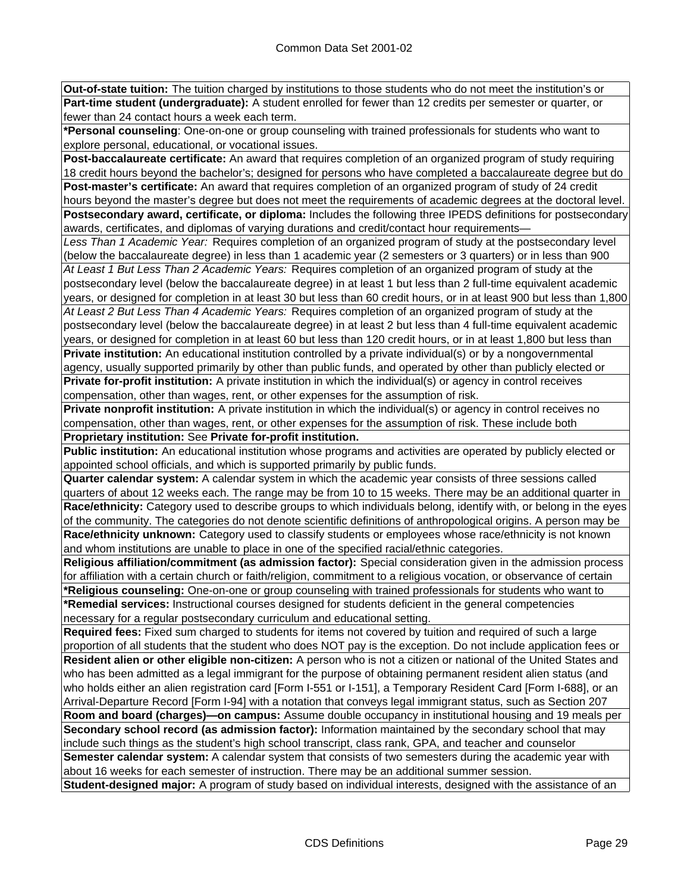**Out-of-state tuition:** The tuition charged by institutions to those students who do not meet the institution's or

**Part-time student (undergraduate):** A student enrolled for fewer than 12 credits per semester or quarter, or fewer than 24 contact hours a week each term.

***Personal counseling**: One-on-one or group counseling with trained professionals for students who want to explore personal, educational, or vocational issues.

**Post-baccalaureate certificate:** An award that requires completion of an organized program of study requiring 18 credit hours beyond the bachelor's; designed for persons who have completed a baccalaureate degree but do

**Post-master's certificate:** An award that requires completion of an organized program of study of 24 credit hours beyond the master's degree but does not meet the requirements of academic degrees at the doctoral level.

**Postsecondary award, certificate, or diploma:** Includes the following three IPEDS definitions for postsecondary awards, certificates, and diplomas of varying durations and credit/contact hour requirements—

*Less Than 1 Academic Year:* Requires completion of an organized program of study at the postsecondary level (below the baccalaureate degree) in less than 1 academic year (2 semesters or 3 quarters) or in less than 900

*At Least 1 But Less Than 2 Academic Years:* Requires completion of an organized program of study at the postsecondary level (below the baccalaureate degree) in at least 1 but less than 2 full-time equivalent academic years, or designed for completion in at least 30 but less than 60 credit hours, or in at least 900 but less than 1,800

*At Least 2 But Less Than 4 Academic Years:* Requires completion of an organized program of study at the postsecondary level (below the baccalaureate degree) in at least 2 but less than 4 full-time equivalent academic years, or designed for completion in at least 60 but less than 120 credit hours, or in at least 1,800 but less than

**Private institution:** An educational institution controlled by a private individual(s) or by a nongovernmental agency, usually supported primarily by other than public funds, and operated by other than publicly elected or

**Private for-profit institution:** A private institution in which the individual(s) or agency in control receives compensation, other than wages, rent, or other expenses for the assumption of risk.

**Private nonprofit institution:** A private institution in which the individual(s) or agency in control receives no compensation, other than wages, rent, or other expenses for the assumption of risk. These include both

**Proprietary institution:** See **Private for-profit institution.**

**Public institution:** An educational institution whose programs and activities are operated by publicly elected or appointed school officials, and which is supported primarily by public funds.

**Quarter calendar system:** A calendar system in which the academic year consists of three sessions called quarters of about 12 weeks each. The range may be from 10 to 15 weeks. There may be an additional quarter in

**Race/ethnicity:** Category used to describe groups to which individuals belong, identify with, or belong in the eyes of the community. The categories do not denote scientific definitions of anthropological origins. A person may be

**Race/ethnicity unknown:** Category used to classify students or employees whose race/ethnicity is not known and whom institutions are unable to place in one of the specified racial/ethnic categories.

**Religious affiliation/commitment (as admission factor):** Special consideration given in the admission process for affiliation with a certain church or faith/religion, commitment to a religious vocation, or observance of certain

***Religious counseling:** One-on-one or group counseling with trained professionals for students who want to

***Remedial services:** Instructional courses designed for students deficient in the general competencies necessary for a regular postsecondary curriculum and educational setting.

**Required fees:** Fixed sum charged to students for items not covered by tuition and required of such a large proportion of all students that the student who does NOT pay is the exception. Do not include application fees or

**Resident alien or other eligible non-citizen:** A person who is not a citizen or national of the United States and who has been admitted as a legal immigrant for the purpose of obtaining permanent resident alien status (and who holds either an alien registration card [Form I-551 or I-151], a Temporary Resident Card [Form I-688], or an Arrival-Departure Record [Form I-94] with a notation that conveys legal immigrant status, such as Section 207

**Room and board (charges)—on campus:** Assume double occupancy in institutional housing and 19 meals per

**Secondary school record (as admission factor):** Information maintained by the secondary school that may include such things as the student's high school transcript, class rank, GPA, and teacher and counselor

**Semester calendar system:** A calendar system that consists of two semesters during the academic year with about 16 weeks for each semester of instruction. There may be an additional summer session.

**Student-designed major:** A program of study based on individual interests, designed with the assistance of an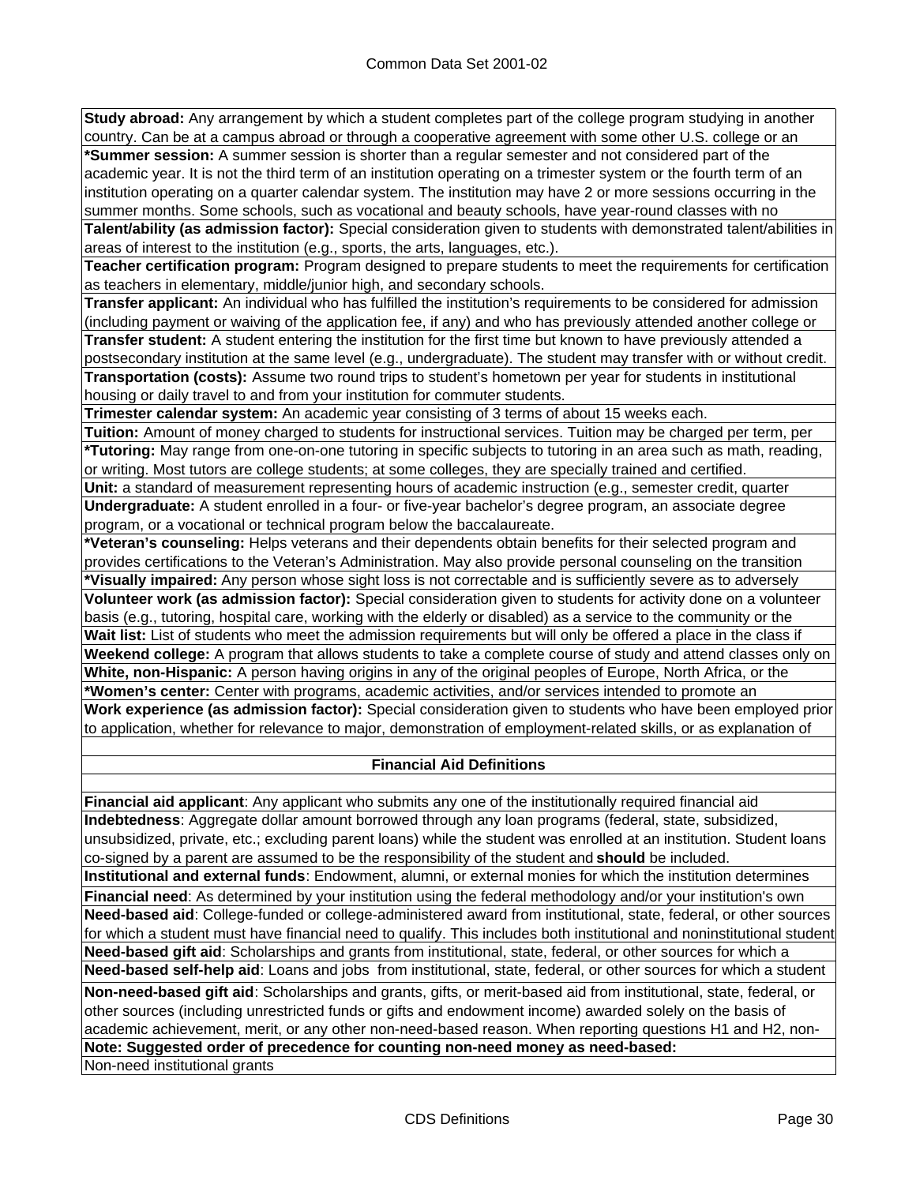**Study abroad:** Any arrangement by which a student completes part of the college program studying in another country. Can be at a campus abroad or through a cooperative agreement with some other U.S. college or an

***Summer session:** A summer session is shorter than a regular semester and not considered part of the academic year. It is not the third term of an institution operating on a trimester system or the fourth term of an institution operating on a quarter calendar system. The institution may have 2 or more sessions occurring in the summer months. Some schools, such as vocational and beauty schools, have year-round classes with no

**Talent/ability (as admission factor):** Special consideration given to students with demonstrated talent/abilities in areas of interest to the institution (e.g., sports, the arts, languages, etc.).

**Teacher certification program:** Program designed to prepare students to meet the requirements for certification as teachers in elementary, middle/junior high, and secondary schools.

**Transfer applicant:** An individual who has fulfilled the institution's requirements to be considered for admission (including payment or waiving of the application fee, if any) and who has previously attended another college or

**Transfer student:** A student entering the institution for the first time but known to have previously attended a postsecondary institution at the same level (e.g., undergraduate). The student may transfer with or without credit.

**Transportation (costs):** Assume two round trips to student's hometown per year for students in institutional housing or daily travel to and from your institution for commuter students.

**Trimester calendar system:** An academic year consisting of 3 terms of about 15 weeks each.

**Tuition:** Amount of money charged to students for instructional services. Tuition may be charged per term, per

***Tutoring:** May range from one-on-one tutoring in specific subjects to tutoring in an area such as math, reading, or writing. Most tutors are college students; at some colleges, they are specially trained and certified.

**Unit:** a standard of measurement representing hours of academic instruction (e.g., semester credit, quarter

**Undergraduate:** A student enrolled in a four- or five-year bachelor's degree program, an associate degree program, or a vocational or technical program below the baccalaureate.

***Veteran's counseling:** Helps veterans and their dependents obtain benefits for their selected program and provides certifications to the Veteran's Administration. May also provide personal counseling on the transition

***Visually impaired:** Any person whose sight loss is not correctable and is sufficiently severe as to adversely

**Volunteer work (as admission factor):** Special consideration given to students for activity done on a volunteer basis (e.g., tutoring, hospital care, working with the elderly or disabled) as a service to the community or the

**Wait list:** List of students who meet the admission requirements but will only be offered a place in the class if

**Weekend college:** A program that allows students to take a complete course of study and attend classes only on

**White, non-Hispanic:** A person having origins in any of the original peoples of Europe, North Africa, or the

***Women's center:** Center with programs, academic activities, and/or services intended to promote an

**Work experience (as admission factor):** Special consideration given to students who have been employed prior to application, whether for relevance to major, demonstration of employment-related skills, or as explanation of

## Financial Aid Definitions

**Financial aid applicant**: Any applicant who submits any one of the institutionally required financial aid

**Indebtedness**: Aggregate dollar amount borrowed through any loan programs (federal, state, subsidized, unsubsidized, private, etc.; excluding parent loans) while the student was enrolled at an institution. Student loans co-signed by a parent are assumed to be the responsibility of the student and **should** be included.

**Institutional and external funds**: Endowment, alumni, or external monies for which the institution determines

**Financial need**: As determined by your institution using the federal methodology and/or your institution's own

**Need-based aid**: College-funded or college-administered award from institutional, state, federal, or other sources for which a student must have financial need to qualify. This includes both institutional and noninstitutional student

**Need-based gift aid**: Scholarships and grants from institutional, state, federal, or other sources for which a

**Need-based self-help aid**: Loans and jobs from institutional, state, federal, or other sources for which a student

**Non-need-based gift aid**: Scholarships and grants, gifts, or merit-based aid from institutional, state, federal, or other sources (including unrestricted funds or gifts and endowment income) awarded solely on the basis of academic achievement, merit, or any other non-need-based reason. When reporting questions H1 and H2, non-

**Note: Suggested order of precedence for counting non-need money as need-based:**

Non-need institutional grants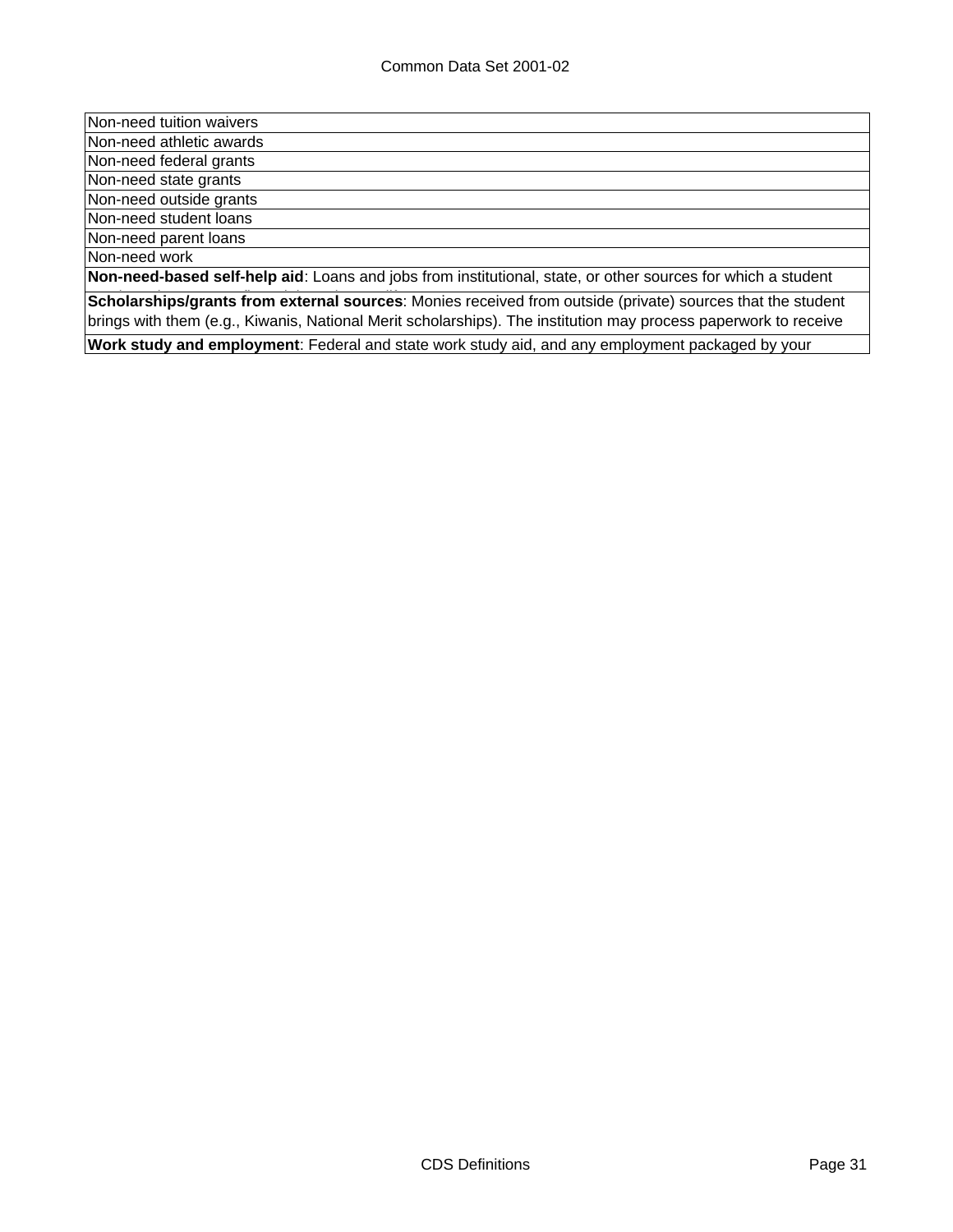| |
|---|
| Non-need tuition waivers |
| Non-need athletic awards |
| Non-need federal grants |
| Non-need state grants |
| Non-need outside grants |
| Non-need student loans |
| Non-need parent loans |
| Non-need work |
| **Non-need-based self-help aid**: Loans and jobs from institutional, state, or other sources for which a student |
| **Scholarships/grants from external sources**: Monies received from outside (private) sources that the student brings with them (e.g., Kiwanis, National Merit scholarships). The institution may process paperwork to receive |
| **Work study and employment**: Federal and state work study aid, and any employment packaged by your |